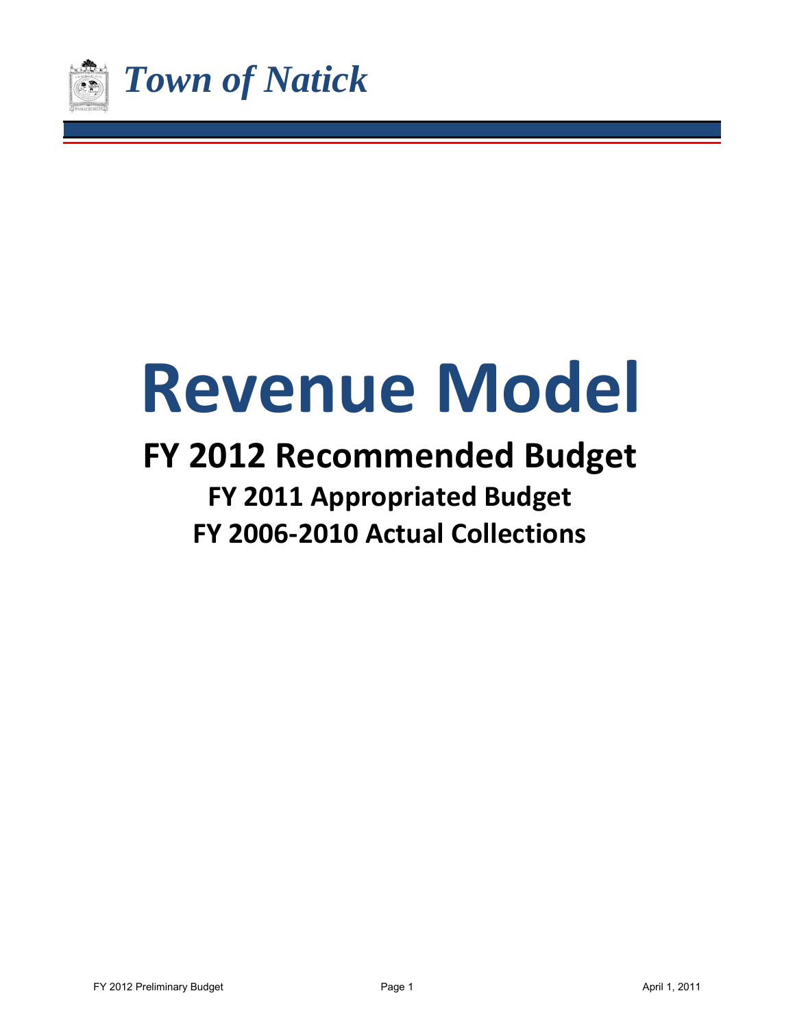*Town of Natick*

# Revenue Model

## FY 2012 Recommended Budget

### FY 2011 Appropriated Budget

### FY 2006-2010 Actual Collections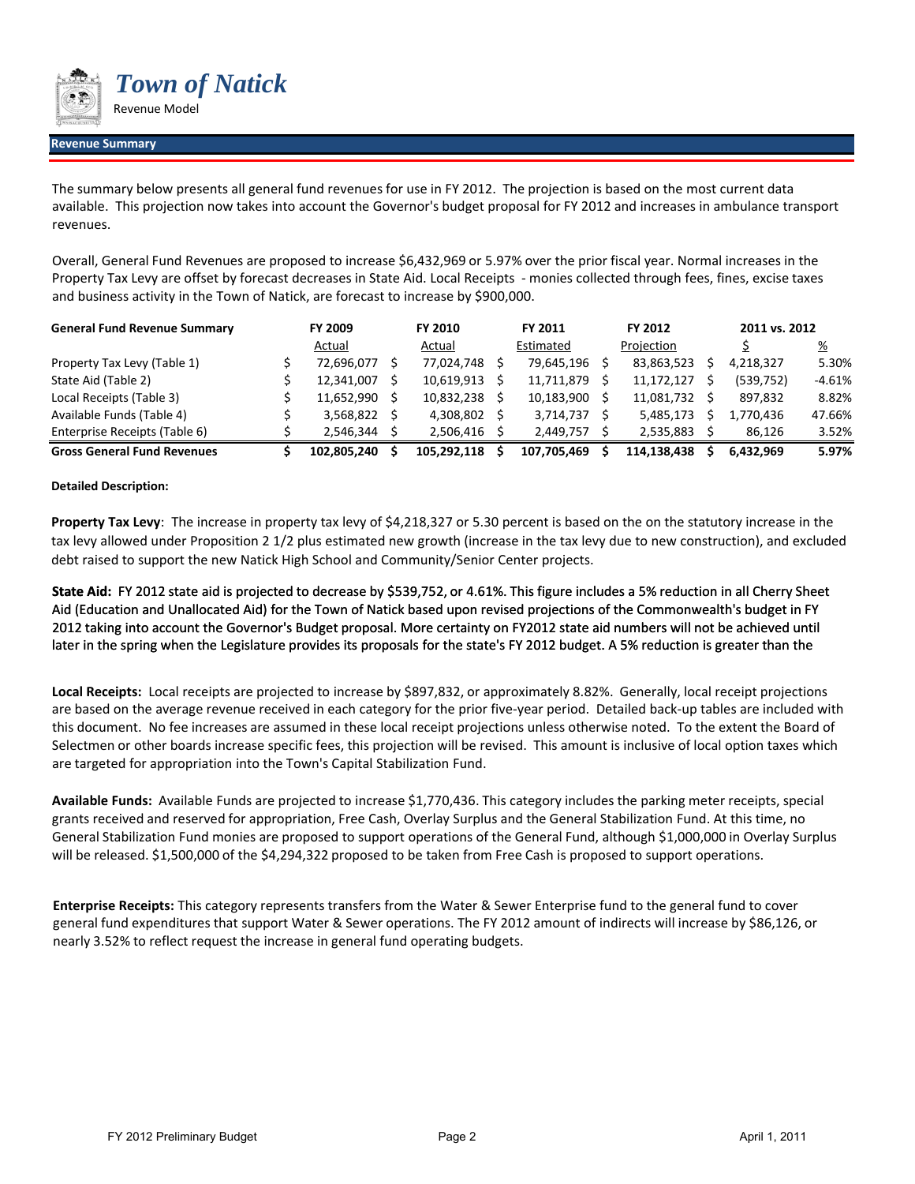# Town of Natick

Revenue Model

## Revenue Summary

The summary below presents all general fund revenues for use in FY 2012. The projection is based on the most current data available. This projection now takes into account the Governor's budget proposal for FY 2012 and increases in ambulance transport revenues.

Overall, General Fund Revenues are proposed to increase $6,432,969 or 5.97% over the prior fiscal year. Normal increases in the Property Tax Levy are offset by forecast decreases in State Aid. Local Receipts - monies collected through fees, fines, excise taxes and business activity in the Town of Natick, are forecast to increase by $900,000.

| General Fund Revenue Summary | FY 2009 | FY 2010 | FY 2011 | FY 2012 | 2011 vs. 2012 | |
|---|---|---|---|---|---|---|
| | Actual | Actual | Estimated | Projection | $ | % |
| Property Tax Levy (Table 1) | $ 72,696,077 | $ 77,024,748 | $ 79,645,196 | $ 83,863,523 | $ 4,218,327 | 5.30% |
| State Aid (Table 2) | $ 12,341,007 | $ 10,619,913 | $ 11,711,879 | $ 11,172,127 | $ (539,752) | -4.61% |
| Local Receipts (Table 3) | $ 11,652,990 | $ 10,832,238 | $ 10,183,900 | $ 11,081,732 | $ 897,832 | 8.82% |
| Available Funds (Table 4) | $ 3,568,822 | $ 4,308,802 | $ 3,714,737 | $ 5,485,173 | $ 1,770,436 | 47.66% |
| Enterprise Receipts (Table 6) | $ 2,546,344 | $ 2,506,416 | $ 2,449,757 | $ 2,535,883 | $ 86,126 | 3.52% |
| **Gross General Fund Revenues** | **$ 102,805,240** | **$ 105,292,118** | **$ 107,705,469** | **$ 114,138,438** | **$ 6,432,969** | **5.97%** |

**Detailed Description:**

**Property Tax Levy**: The increase in property tax levy of $4,218,327 or 5.30 percent is based on the on the statutory increase in the tax levy allowed under Proposition 2 1/2 plus estimated new growth (increase in the tax levy due to new construction), and excluded debt raised to support the new Natick High School and Community/Senior Center projects.

**State Aid:** FY 2012 state aid is projected to decrease by $539,752, or 4.61%. This figure includes a 5% reduction in all Cherry Sheet Aid (Education and Unallocated Aid) for the Town of Natick based upon revised projections of the Commonwealth's budget in FY 2012 taking into account the Governor's Budget proposal. More certainty on FY2012 state aid numbers will not be achieved until later in the spring when the Legislature provides its proposals for the state's FY 2012 budget. A 5% reduction is greater than the

**Local Receipts:** Local receipts are projected to increase by $897,832, or approximately 8.82%. Generally, local receipt projections are based on the average revenue received in each category for the prior five-year period. Detailed back-up tables are included with this document. No fee increases are assumed in these local receipt projections unless otherwise noted. To the extent the Board of Selectmen or other boards increase specific fees, this projection will be revised. This amount is inclusive of local option taxes which are targeted for appropriation into the Town's Capital Stabilization Fund.

**Available Funds:** Available Funds are projected to increase $1,770,436. This category includes the parking meter receipts, special grants received and reserved for appropriation, Free Cash, Overlay Surplus and the General Stabilization Fund. At this time, no General Stabilization Fund monies are proposed to support operations of the General Fund, although $1,000,000 in Overlay Surplus will be released. $1,500,000 of the $4,294,322 proposed to be taken from Free Cash is proposed to support operations.

**Enterprise Receipts:** This category represents transfers from the Water & Sewer Enterprise fund to the general fund to cover general fund expenditures that support Water & Sewer operations. The FY 2012 amount of indirects will increase by $86,126, or nearly 3.52% to reflect request the increase in general fund operating budgets.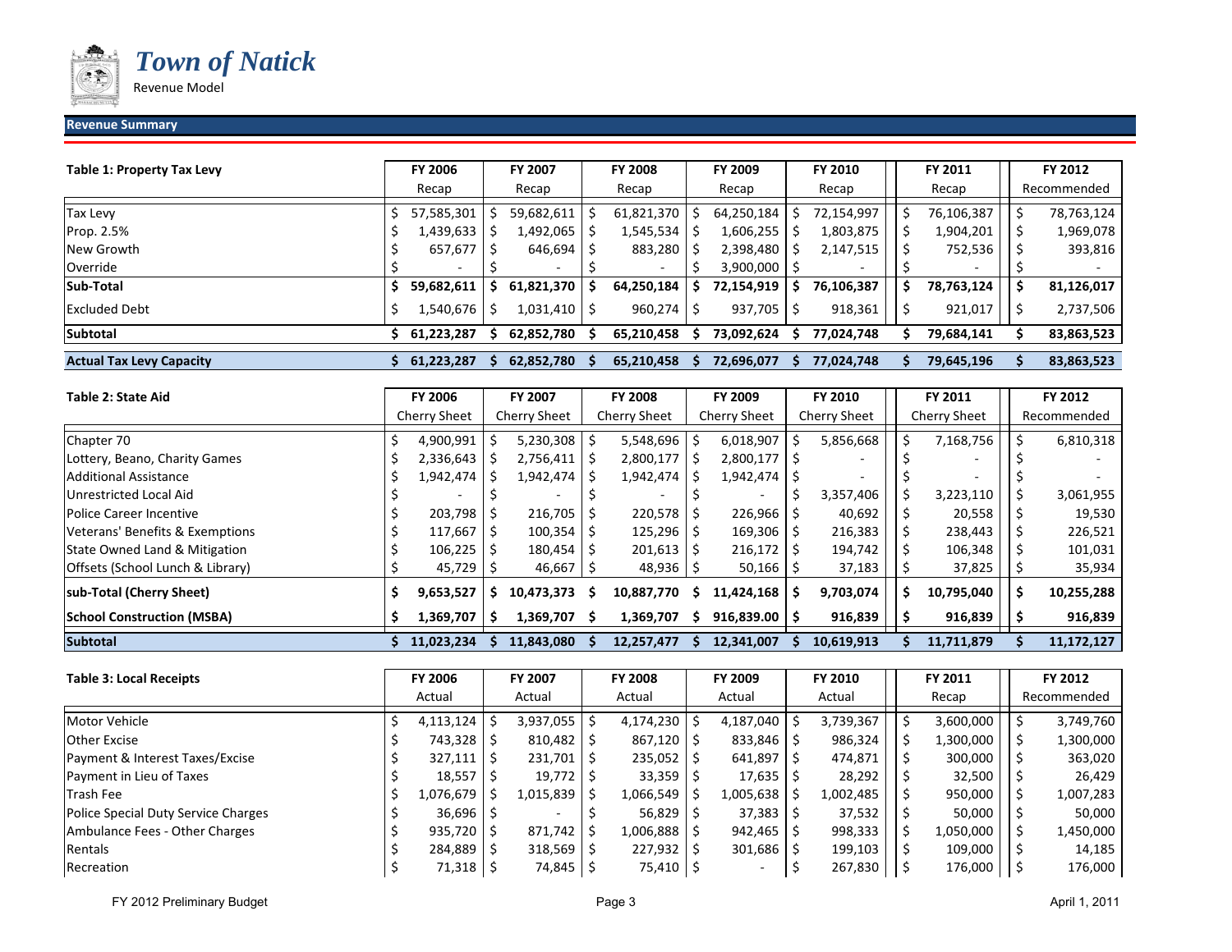# *Town of Natick*

Revenue Model

## Revenue Summary

| Table 1: Property Tax Levy | FY 2006 Recap | FY 2007 Recap | FY 2008 Recap | FY 2009 Recap | FY 2010 Recap | FY 2011 Recap | FY 2012 Recommended |
|---|---|---|---|---|---|---|---|
| Tax Levy | $ 57,585,301 | $ 59,682,611 | $ 61,821,370 | $ 64,250,184 | $ 72,154,997 | $ 76,106,387 | $ 78,763,124 |
| Prop. 2.5% | $ 1,439,633 | $ 1,492,065 | $ 1,545,534 | $ 1,606,255 | $ 1,803,875 | $ 1,904,201 | $ 1,969,078 |
| New Growth | $ 657,677 | $ 646,694 | $ 883,280 | $ 2,398,480 | $ 2,147,515 | $ 752,536 | $ 393,816 |
| Override | $ - | $ - | $ - | $ 3,900,000 | $ - | $ - | $ - |
| **Sub-Total** | **$ 59,682,611** | **$ 61,821,370** | **$ 64,250,184** | **$ 72,154,919** | **$ 76,106,387** | **$ 78,763,124** | **$ 81,126,017** |
| Excluded Debt | $ 1,540,676 | $ 1,031,410 | $ 960,274 | $ 937,705 | $ 918,361 | $ 921,017 | $ 2,737,506 |
| **Subtotal** | **$ 61,223,287** | **$ 62,852,780** | **$ 65,210,458** | **$ 73,092,624** | **$ 77,024,748** | **$ 79,684,141** | **$ 83,863,523** |
| **Actual Tax Levy Capacity** | **$ 61,223,287** | **$ 62,852,780** | **$ 65,210,458** | **$ 72,696,077** | **$ 77,024,748** | **$ 79,645,196** | **$ 83,863,523** |

| Table 2: State Aid | FY 2006 Cherry Sheet | FY 2007 Cherry Sheet | FY 2008 Cherry Sheet | FY 2009 Cherry Sheet | FY 2010 Cherry Sheet | FY 2011 Cherry Sheet | FY 2012 Recommended |
|---|---|---|---|---|---|---|---|
| Chapter 70 | $ 4,900,991 | $ 5,230,308 | $ 5,548,696 | $ 6,018,907 | $ 5,856,668 | $ 7,168,756 | $ 6,810,318 |
| Lottery, Beano, Charity Games | $ 2,336,643 | $ 2,756,411 | $ 2,800,177 | $ 2,800,177 | $ - | $ - | $ - |
| Additional Assistance | $ 1,942,474 | $ 1,942,474 | $ 1,942,474 | $ 1,942,474 | $ - | $ - | $ - |
| Unrestricted Local Aid | $ - | $ - | $ - | $ - | $ 3,357,406 | $ 3,223,110 | $ 3,061,955 |
| Police Career Incentive | $ 203,798 | $ 216,705 | $ 220,578 | $ 226,966 | $ 40,692 | $ 20,558 | $ 19,530 |
| Veterans' Benefits & Exemptions | $ 117,667 | $ 100,354 | $ 125,296 | $ 169,306 | $ 216,383 | $ 238,443 | $ 226,521 |
| State Owned Land & Mitigation | $ 106,225 | $ 180,454 | $ 201,613 | $ 216,172 | $ 194,742 | $ 106,348 | $ 101,031 |
| Offsets (School Lunch & Library) | $ 45,729 | $ 46,667 | $ 48,936 | $ 50,166 | $ 37,183 | $ 37,825 | $ 35,934 |
| **sub-Total (Cherry Sheet)** | **$ 9,653,527** | **$ 10,473,373** | **$ 10,887,770** | **$ 11,424,168** | **$ 9,703,074** | **$ 10,795,040** | **$ 10,255,288** |
| **School Construction (MSBA)** | **$ 1,369,707** | **$ 1,369,707** | **$ 1,369,707** | **$ 916,839.00** | **$ 916,839** | **$ 916,839** | **$ 916,839** |
| **Subtotal** | **$ 11,023,234** | **$ 11,843,080** | **$ 12,257,477** | **$ 12,341,007** | **$ 10,619,913** | **$ 11,711,879** | **$ 11,172,127** |

| Table 3: Local Receipts | FY 2006 Actual | FY 2007 Actual | FY 2008 Actual | FY 2009 Actual | FY 2010 Actual | FY 2011 Recap | FY 2012 Recommended |
|---|---|---|---|---|---|---|---|
| Motor Vehicle | $ 4,113,124 | $ 3,937,055 | $ 4,174,230 | $ 4,187,040 | $ 3,739,367 | $ 3,600,000 | $ 3,749,760 |
| Other Excise | $ 743,328 | $ 810,482 | $ 867,120 | $ 833,846 | $ 986,324 | $ 1,300,000 | $ 1,300,000 |
| Payment & Interest Taxes/Excise | $ 327,111 | $ 231,701 | $ 235,052 | $ 641,897 | $ 474,871 | $ 300,000 | $ 363,020 |
| Payment in Lieu of Taxes | $ 18,557 | $ 19,772 | $ 33,359 | $ 17,635 | $ 28,292 | $ 32,500 | $ 26,429 |
| Trash Fee | $ 1,076,679 | $ 1,015,839 | $ 1,066,549 | $ 1,005,638 | $ 1,002,485 | $ 950,000 | $ 1,007,283 |
| Police Special Duty Service Charges | $ 36,696 | $ - | $ 56,829 | $ 37,383 | $ 37,532 | $ 50,000 | $ 50,000 |
| Ambulance Fees - Other Charges | $ 935,720 | $ 871,742 | $ 1,006,888 | $ 942,465 | $ 998,333 | $ 1,050,000 | $ 1,450,000 |
| Rentals | $ 284,889 | $ 318,569 | $ 227,932 | $ 301,686 | $ 199,103 | $ 109,000 | $ 14,185 |
| Recreation | $ 71,318 | $ 74,845 | $ 75,410 | $ - | $ 267,830 | $ 176,000 | $ 176,000 |

FY 2012 Preliminary Budget — April 1, 2011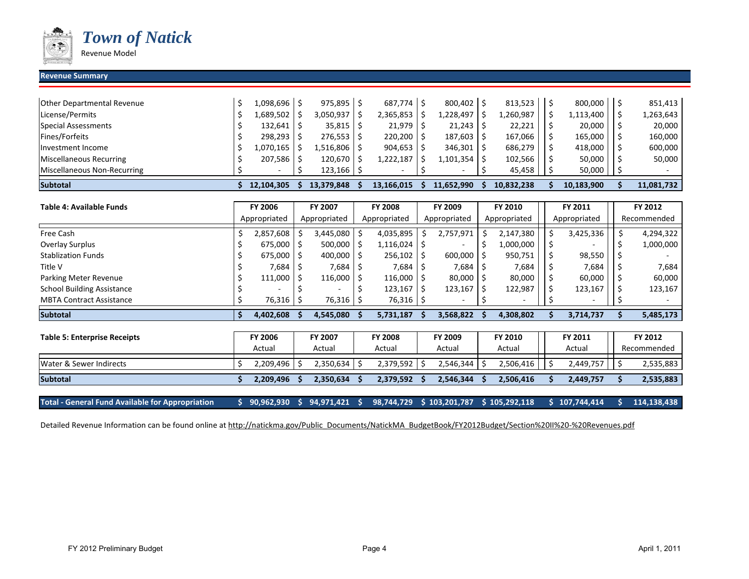# Town of Natick

Revenue Model

**Revenue Summary**

| | | | | | | | |
|---|---|---|---|---|---|---|---|
| Other Departmental Revenue | $ 1,098,696 | $ 975,895 | $ 687,774 | $ 800,402 | $ 813,523 | $ 800,000 | $ 851,413 |
| License/Permits | $ 1,689,502 | $ 3,050,937 | $ 2,365,853 | $ 1,228,497 | $ 1,260,987 | $ 1,113,400 | $ 1,263,643 |
| Special Assessments | $ 132,641 | $ 35,815 | $ 21,979 | $ 21,243 | $ 22,221 | $ 20,000 | $ 20,000 |
| Fines/Forfeits | $ 298,293 | $ 276,553 | $ 220,200 | $ 187,603 | $ 167,066 | $ 165,000 | $ 160,000 |
| Investment Income | $ 1,070,165 | $ 1,516,806 | $ 904,653 | $ 346,301 | $ 686,279 | $ 418,000 | $ 600,000 |
| Miscellaneous Recurring | $ 207,586 | $ 120,670 | $ 1,222,187 | $ 1,101,354 | $ 102,566 | $ 50,000 | $ 50,000 |
| Miscellaneous Non-Recurring | $ - | $ 123,166 | $ - | $ - | $ 45,458 | $ 50,000 | $ - |
| **Subtotal** | **$ 12,104,305** | **$ 13,379,848** | **$ 13,166,015** | **$ 11,652,990** | **$ 10,832,238** | **$ 10,183,900** | **$ 11,081,732** |

| **Table 4: Available Funds** | **FY 2006** Appropriated | **FY 2007** Appropriated | **FY 2008** Appropriated | **FY 2009** Appropriated | **FY 2010** Appropriated | **FY 2011** Appropriated | **FY 2012** Recommended |
|---|---|---|---|---|---|---|---|
| Free Cash | $ 2,857,608 | $ 3,445,080 | $ 4,035,895 | $ 2,757,971 | $ 2,147,380 | $ 3,425,336 | $ 4,294,322 |
| Overlay Surplus | $ 675,000 | $ 500,000 | $ 1,116,024 | $ - | $ 1,000,000 | $ - | $ 1,000,000 |
| Stablization Funds | $ 675,000 | $ 400,000 | $ 256,102 | $ 600,000 | $ 950,751 | $ 98,550 | $ - |
| Title V | $ 7,684 | $ 7,684 | $ 7,684 | $ 7,684 | $ 7,684 | $ 7,684 | $ 7,684 |
| Parking Meter Revenue | $ 111,000 | $ 116,000 | $ 116,000 | $ 80,000 | $ 80,000 | $ 60,000 | $ 60,000 |
| School Building Assistance | $ - | $ - | $ 123,167 | $ 123,167 | $ 122,987 | $ 123,167 | $ 123,167 |
| MBTA Contract Assistance | $ 76,316 | $ 76,316 | $ 76,316 | $ - | $ - | $ - | $ - |
| **Subtotal** | **$ 4,402,608** | **$ 4,545,080** | **$ 5,731,187** | **$ 3,568,822** | **$ 4,308,802** | **$ 3,714,737** | **$ 5,485,173** |

| **Table 5: Enterprise Receipts** | **FY 2006** Actual | **FY 2007** Actual | **FY 2008** Actual | **FY 2009** Actual | **FY 2010** Actual | **FY 2011** Actual | **FY 2012** Recommended |
|---|---|---|---|---|---|---|---|
| Water & Sewer Indirects | $ 2,209,496 | $ 2,350,634 | $ 2,379,592 | $ 2,546,344 | $ 2,506,416 | $ 2,449,757 | $ 2,535,883 |
| **Subtotal** | **$ 2,209,496** | **$ 2,350,634** | **$ 2,379,592** | **$ 2,546,344** | **$ 2,506,416** | **$ 2,449,757** | **$ 2,535,883** |
| **Total - General Fund Available for Appropriation** | **$ 90,962,930** | **$ 94,971,421** | **$ 98,744,729** | **$ 103,201,787** | **$ 105,292,118** | **$ 107,744,414** | **$ 114,138,438** |

Detailed Revenue Information can be found online at http://natickma.gov/Public_Documents/NatickMA_BudgetBook/FY2012Budget/Section%20II%20-%20Revenues.pdf

FY 2012 Preliminary Budget

April 1, 2011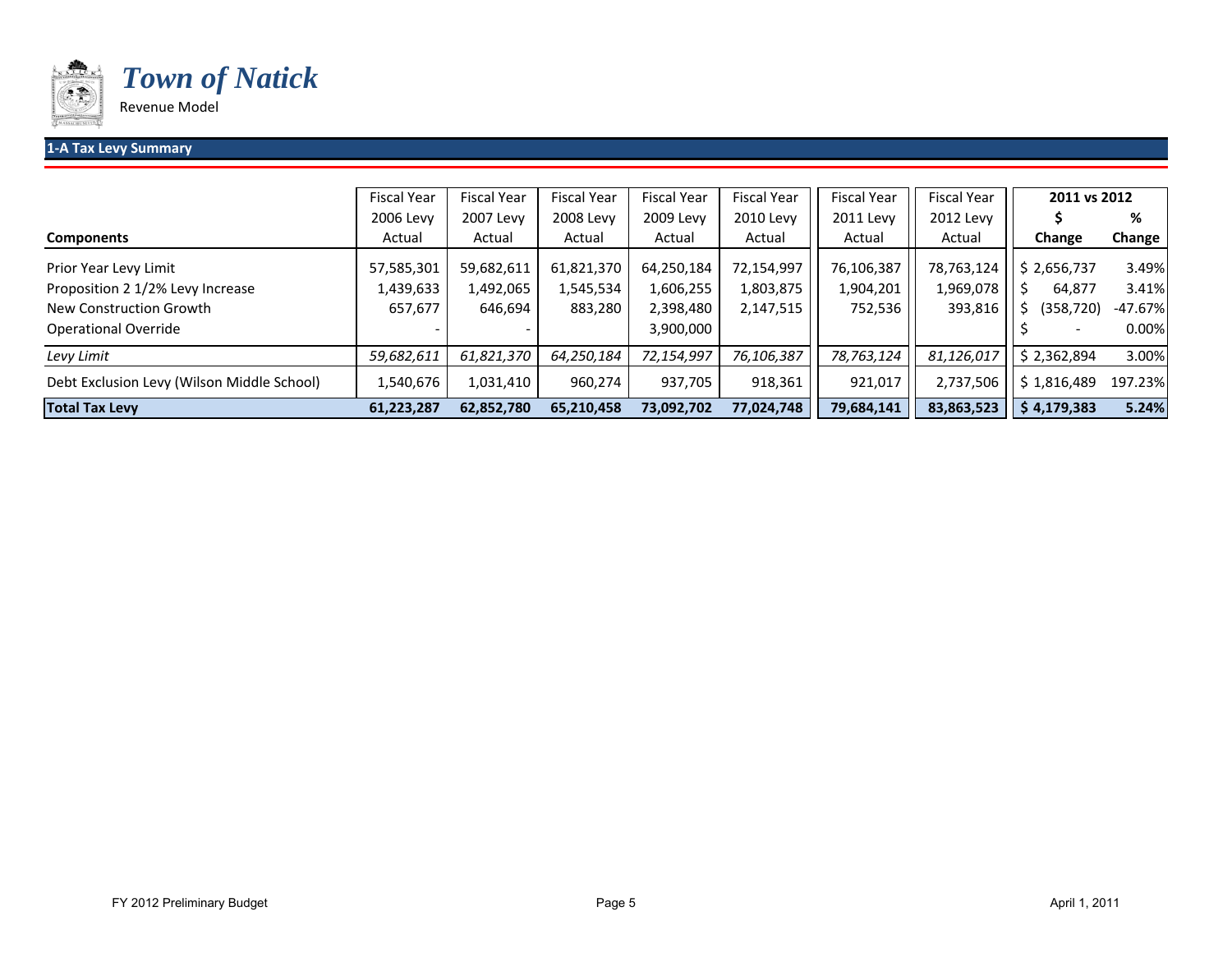# *Town of Natick*

Revenue Model

## 1-A Tax Levy Summary

| Components | Fiscal Year 2006 Levy Actual | Fiscal Year 2007 Levy Actual | Fiscal Year 2008 Levy Actual | Fiscal Year 2009 Levy Actual | Fiscal Year 2010 Levy Actual | Fiscal Year 2011 Levy Actual | Fiscal Year 2012 Levy Actual | 2011 vs 2012 $ Change | 2011 vs 2012 % Change |
|---|---|---|---|---|---|---|---|---|---|
| Prior Year Levy Limit | 57,585,301 | 59,682,611 | 61,821,370 | 64,250,184 | 72,154,997 | 76,106,387 | 78,763,124 | $ 2,656,737 | 3.49% |
| Proposition 2 1/2% Levy Increase | 1,439,633 | 1,492,065 | 1,545,534 | 1,606,255 | 1,803,875 | 1,904,201 | 1,969,078 | $ 64,877 | 3.41% |
| New Construction Growth | 657,677 | 646,694 | 883,280 | 2,398,480 | 2,147,515 | 752,536 | 393,816 | $ (358,720) | -47.67% |
| Operational Override | - | - | | 3,900,000 | | | | $ - | 0.00% |
| *Levy Limit* | *59,682,611* | *61,821,370* | *64,250,184* | *72,154,997* | *76,106,387* | *78,763,124* | *81,126,017* | $ 2,362,894 | 3.00% |
| Debt Exclusion Levy (Wilson Middle School) | 1,540,676 | 1,031,410 | 960,274 | 937,705 | 918,361 | 921,017 | 2,737,506 | $ 1,816,489 | 197.23% |
| **Total Tax Levy** | **61,223,287** | **62,852,780** | **65,210,458** | **73,092,702** | **77,024,748** | **79,684,141** | **83,863,523** | **$ 4,179,383** | **5.24%** |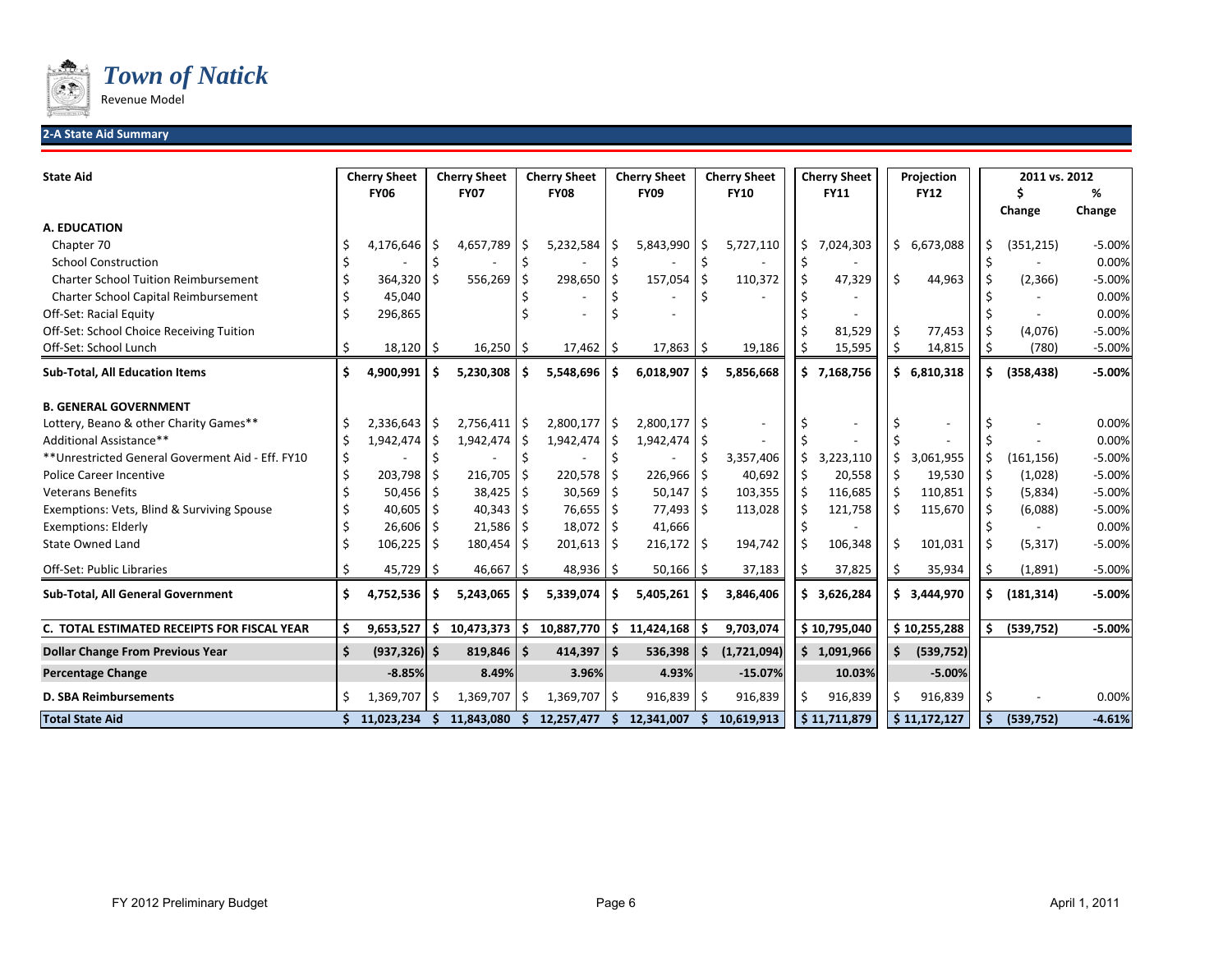# *Town of Natick*

Revenue Model

## 2-A State Aid Summary

| State Aid | Cherry Sheet FY06 | Cherry Sheet FY07 | Cherry Sheet FY08 | Cherry Sheet FY09 | Cherry Sheet FY10 | Cherry Sheet FY11 | Projection FY12 | 2011 vs. 2012 $ Change | 2011 vs. 2012 % Change |
|---|---|---|---|---|---|---|---|---|---|
| **A. EDUCATION** | | | | | | | | | |
| Chapter 70 | $ 4,176,646 | $ 4,657,789 | $ 5,232,584 | $ 5,843,990 | $ 5,727,110 | $ 7,024,303 | $ 6,673,088 | $ (351,215) | -5.00% |
| School Construction | $ - | $ - | $ - | $ - | $ - | $ - | | $ - | 0.00% |
| Charter School Tuition Reimbursement | $ 364,320 | $ 556,269 | $ 298,650 | $ 157,054 | $ 110,372 | $ 47,329 | $ 44,963 | $ (2,366) | -5.00% |
| Charter School Capital Reimbursement | $ 45,040 | | $ - | $ - | $ - | $ - | | $ - | 0.00% |
| Off-Set: Racial Equity | $ 296,865 | | $ - | $ - | | $ - | | $ - | 0.00% |
| Off-Set: School Choice Receiving Tuition | | | | | | $ 81,529 | $ 77,453 | $ (4,076) | -5.00% |
| Off-Set: School Lunch | $ 18,120 | $ 16,250 | $ 17,462 | $ 17,863 | $ 19,186 | $ 15,595 | $ 14,815 | $ (780) | -5.00% |
| **Sub-Total, All Education Items** | **$ 4,900,991** | **$ 5,230,308** | **$ 5,548,696** | **$ 6,018,907** | **$ 5,856,668** | **$ 7,168,756** | **$ 6,810,318** | **$ (358,438)** | **-5.00%** |
| **B. GENERAL GOVERNMENT** | | | | | | | | | |
| Lottery, Beano & other Charity Games** | $ 2,336,643 | $ 2,756,411 | $ 2,800,177 | $ 2,800,177 | $ - | $ - | $ - | $ - | 0.00% |
| Additional Assistance** | $ 1,942,474 | $ 1,942,474 | $ 1,942,474 | $ 1,942,474 | $ - | $ - | $ - | $ - | 0.00% |
| **Unrestricted General Goverment Aid - Eff. FY10 | $ - | $ - | $ - | $ - | $ 3,357,406 | $ 3,223,110 | $ 3,061,955 | $ (161,156) | -5.00% |
| Police Career Incentive | $ 203,798 | $ 216,705 | $ 220,578 | $ 226,966 | $ 40,692 | $ 20,558 | $ 19,530 | $ (1,028) | -5.00% |
| Veterans Benefits | $ 50,456 | $ 38,425 | $ 30,569 | $ 50,147 | $ 103,355 | $ 116,685 | $ 110,851 | $ (5,834) | -5.00% |
| Exemptions: Vets, Blind & Surviving Spouse | $ 40,605 | $ 40,343 | $ 76,655 | $ 77,493 | $ 113,028 | $ 121,758 | $ 115,670 | $ (6,088) | -5.00% |
| Exemptions: Elderly | $ 26,606 | $ 21,586 | $ 18,072 | $ 41,666 | | $ - | | $ - | 0.00% |
| State Owned Land | $ 106,225 | $ 180,454 | $ 201,613 | $ 216,172 | $ 194,742 | $ 106,348 | $ 101,031 | $ (5,317) | -5.00% |
| Off-Set: Public Libraries | $ 45,729 | $ 46,667 | $ 48,936 | $ 50,166 | $ 37,183 | $ 37,825 | $ 35,934 | $ (1,891) | -5.00% |
| **Sub-Total, All General Government** | **$ 4,752,536** | **$ 5,243,065** | **$ 5,339,074** | **$ 5,405,261** | **$ 3,846,406** | **$ 3,626,284** | **$ 3,444,970** | **$ (181,314)** | **-5.00%** |
| **C. TOTAL ESTIMATED RECEIPTS FOR FISCAL YEAR** | **$ 9,653,527** | **$ 10,473,373** | **$ 10,887,770** | **$ 11,424,168** | **$ 9,703,074** | **$ 10,795,040** | **$ 10,255,288** | **$ (539,752)** | **-5.00%** |
| **Dollar Change From Previous Year** | **$ (937,326)** | **$ 819,846** | **$ 414,397** | **$ 536,398** | **$ (1,721,094)** | **$ 1,091,966** | **$ (539,752)** | | |
| **Percentage Change** | **-8.85%** | **8.49%** | **3.96%** | **4.93%** | **-15.07%** | **10.03%** | **-5.00%** | | |
| **D. SBA Reimbursements** | $ 1,369,707 | $ 1,369,707 | $ 1,369,707 | $ 916,839 | $ 916,839 | $ 916,839 | $ 916,839 | $ - | 0.00% |
| **Total State Aid** | **$ 11,023,234** | **$ 11,843,080** | **$ 12,257,477** | **$ 12,341,007** | **$ 10,619,913** | **$ 11,711,879** | **$ 11,172,127** | **$ (539,752)** | **-4.61%** |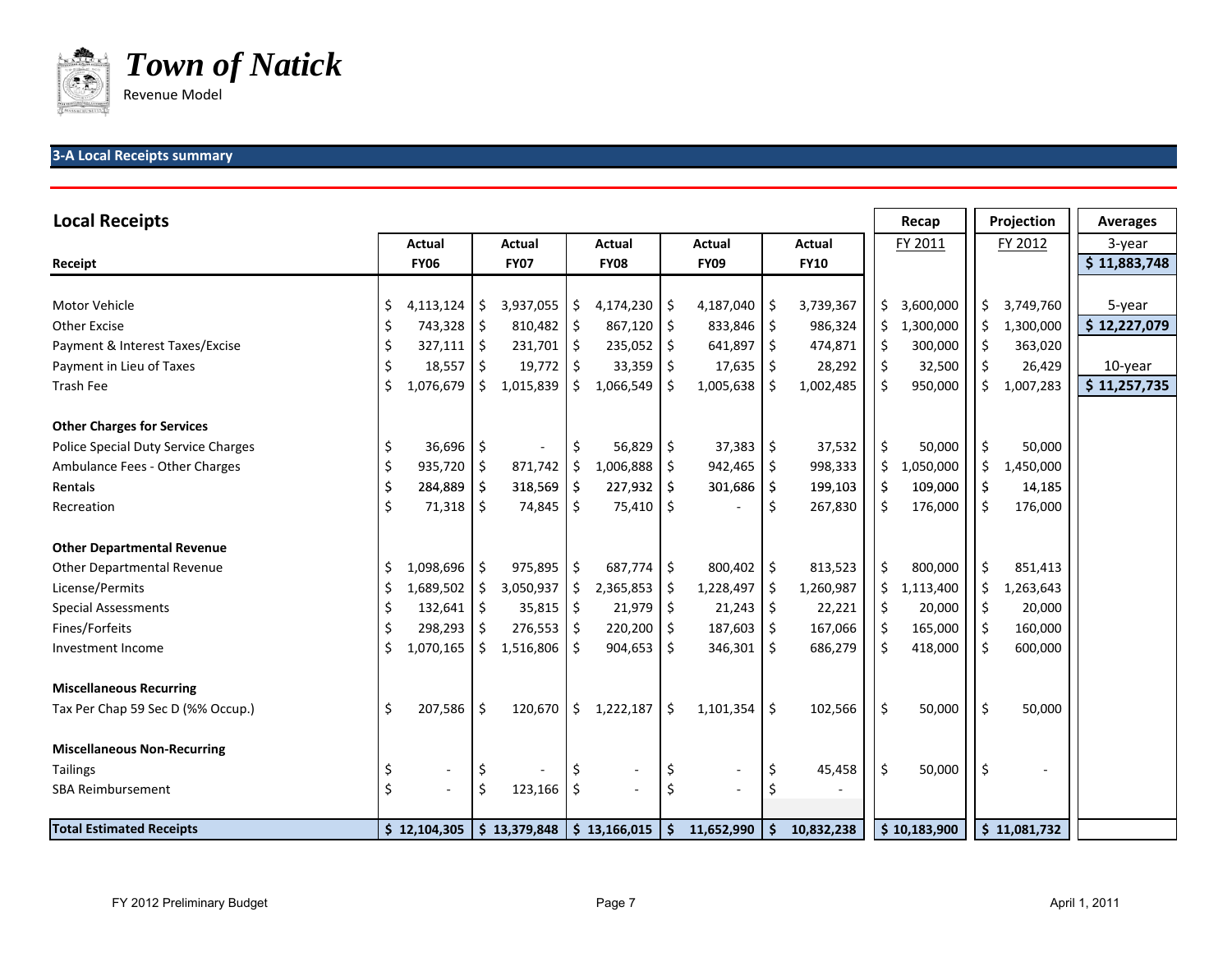# *Town of Natick*

Revenue Model

## 3-A Local Receipts summary

| Local Receipts | Actual | Actual | Actual | Actual | Actual | Recap | Projection | Averages |
|---|---|---|---|---|---|---|---|---|
| Receipt | FY06 | FY07 | FY08 | FY09 | FY10 | FY 2011 | FY 2012 | 3-year |
| | | | | | | | | $ 11,883,748 |
| Motor Vehicle | $ 4,113,124 | $ 3,937,055 | $ 4,174,230 | $ 4,187,040 | $ 3,739,367 | $ 3,600,000 | $ 3,749,760 | 5-year |
| Other Excise | $ 743,328 | $ 810,482 | $ 867,120 | $ 833,846 | $ 986,324 | $ 1,300,000 | $ 1,300,000 | $ 12,227,079 |
| Payment & Interest Taxes/Excise | $ 327,111 | $ 231,701 | $ 235,052 | $ 641,897 | $ 474,871 | $ 300,000 | $ 363,020 | |
| Payment in Lieu of Taxes | $ 18,557 | $ 19,772 | $ 33,359 | $ 17,635 | $ 28,292 | $ 32,500 | $ 26,429 | 10-year |
| Trash Fee | $ 1,076,679 | $ 1,015,839 | $ 1,066,549 | $ 1,005,638 | $ 1,002,485 | $ 950,000 | $ 1,007,283 | $ 11,257,735 |
| **Other Charges for Services** | | | | | | | | |
| Police Special Duty Service Charges | $ 36,696 | $ - | $ 56,829 | $ 37,383 | $ 37,532 | $ 50,000 | $ 50,000 | |
| Ambulance Fees - Other Charges | $ 935,720 | $ 871,742 | $ 1,006,888 | $ 942,465 | $ 998,333 | $ 1,050,000 | $ 1,450,000 | |
| Rentals | $ 284,889 | $ 318,569 | $ 227,932 | $ 301,686 | $ 199,103 | $ 109,000 | $ 14,185 | |
| Recreation | $ 71,318 | $ 74,845 | $ 75,410 | $ - | $ 267,830 | $ 176,000 | $ 176,000 | |
| **Other Departmental Revenue** | | | | | | | | |
| Other Departmental Revenue | $ 1,098,696 | $ 975,895 | $ 687,774 | $ 800,402 | $ 813,523 | $ 800,000 | $ 851,413 | |
| License/Permits | $ 1,689,502 | $ 3,050,937 | $ 2,365,853 | $ 1,228,497 | $ 1,260,987 | $ 1,113,400 | $ 1,263,643 | |
| Special Assessments | $ 132,641 | $ 35,815 | $ 21,979 | $ 21,243 | $ 22,221 | $ 20,000 | $ 20,000 | |
| Fines/Forfeits | $ 298,293 | $ 276,553 | $ 220,200 | $ 187,603 | $ 167,066 | $ 165,000 | $ 160,000 | |
| Investment Income | $ 1,070,165 | $ 1,516,806 | $ 904,653 | $ 346,301 | $ 686,279 | $ 418,000 | $ 600,000 | |
| **Miscellaneous Recurring** | | | | | | | | |
| Tax Per Chap 59 Sec D (%% Occup.) | $ 207,586 | $ 120,670 | $ 1,222,187 | $ 1,101,354 | $ 102,566 | $ 50,000 | $ 50,000 | |
| **Miscellaneous Non-Recurring** | | | | | | | | |
| Tailings | $ - | $ - | $ - | $ - | $ 45,458 | $ 50,000 | $ - | |
| SBA Reimbursement | $ - | $ 123,166 | $ - | $ - | $ - | | | |
| **Total Estimated Receipts** | **$ 12,104,305** | **$ 13,379,848** | **$ 13,166,015** | **$ 11,652,990** | **$ 10,832,238** | **$ 10,183,900** | **$ 11,081,732** | |

FY 2012 Preliminary Budget

April 1, 2011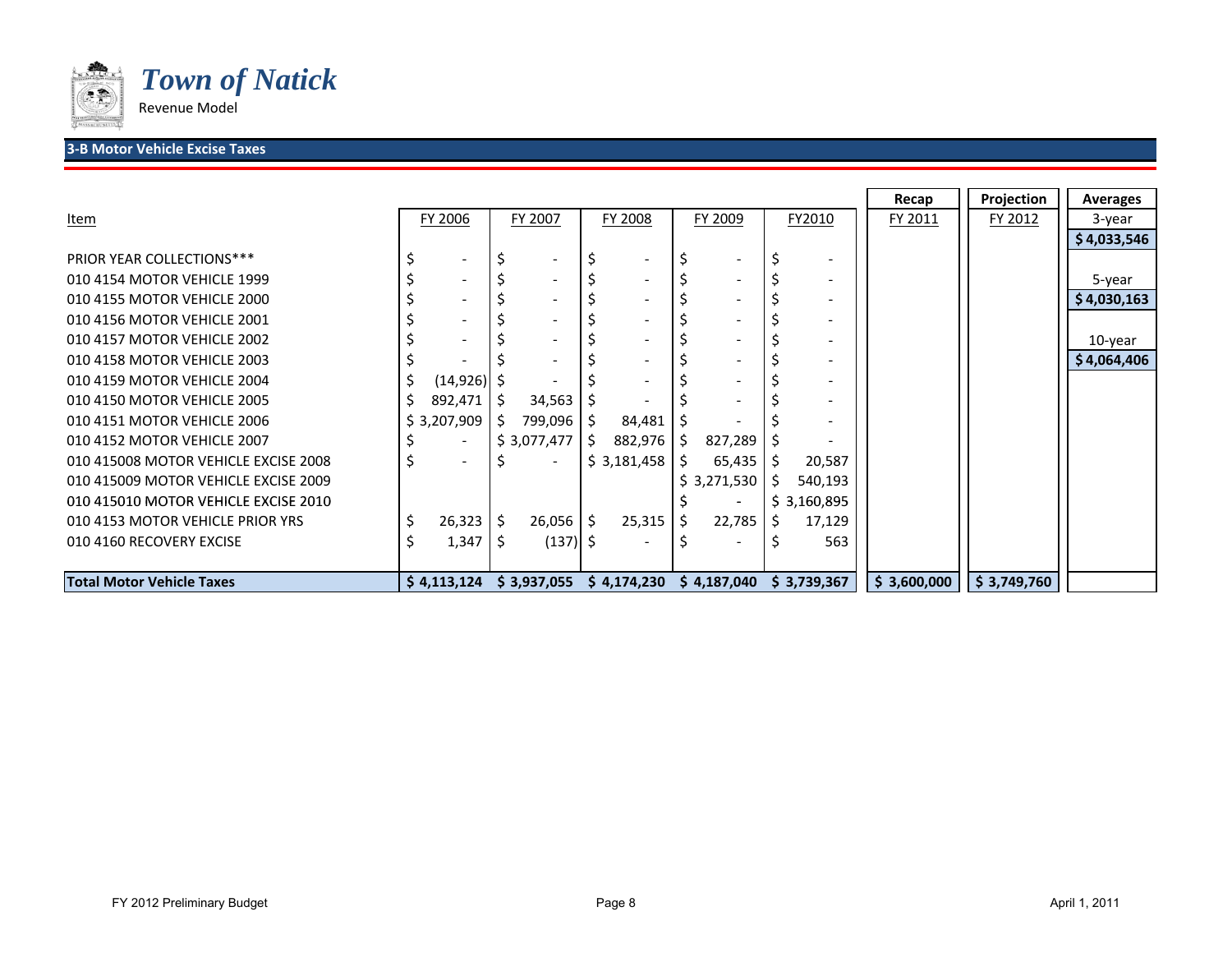# Town of Natick

Revenue Model

## 3-B Motor Vehicle Excise Taxes

| Item | FY 2006 | FY 2007 | FY 2008 | FY 2009 | FY2010 | Recap FY 2011 | Projection FY 2012 | Averages |
|---|---|---|---|---|---|---|---|---|
| | | | | | | | | 3-year |
| | | | | | | | | $ 4,033,546 |
| PRIOR YEAR COLLECTIONS*** | $ - | $ - | $ - | $ - | $ - | | | |
| 010 4154 MOTOR VEHICLE 1999 | $ - | $ - | $ - | $ - | $ - | | | 5-year |
| 010 4155 MOTOR VEHICLE 2000 | $ - | $ - | $ - | $ - | $ - | | | $ 4,030,163 |
| 010 4156 MOTOR VEHICLE 2001 | $ - | $ - | $ - | $ - | $ - | | | |
| 010 4157 MOTOR VEHICLE 2002 | $ - | $ - | $ - | $ - | $ - | | | 10-year |
| 010 4158 MOTOR VEHICLE 2003 | $ - | $ - | $ - | $ - | $ - | | | $ 4,064,406 |
| 010 4159 MOTOR VEHICLE 2004 | $ (14,926) | $ - | $ - | $ - | $ - | | | |
| 010 4150 MOTOR VEHICLE 2005 | $ 892,471 | $ 34,563 | $ - | $ - | $ - | | | |
| 010 4151 MOTOR VEHICLE 2006 | $ 3,207,909 | $ 799,096 | $ 84,481 | $ - | $ - | | | |
| 010 4152 MOTOR VEHICLE 2007 | $ - | $ 3,077,477 | $ 882,976 | $ 827,289 | $ - | | | |
| 010 415008 MOTOR VEHICLE EXCISE 2008 | $ - | $ - | $ 3,181,458 | $ 65,435 | $ 20,587 | | | |
| 010 415009 MOTOR VEHICLE EXCISE 2009 | | | | $ 3,271,530 | $ 540,193 | | | |
| 010 415010 MOTOR VEHICLE EXCISE 2010 | | | | $ - | $ 3,160,895 | | | |
| 010 4153 MOTOR VEHICLE PRIOR YRS | $ 26,323 | $ 26,056 | $ 25,315 | $ 22,785 | $ 17,129 | | | |
| 010 4160 RECOVERY EXCISE | $ 1,347 | $ (137) | $ - | $ - | $ 563 | | | |
| **Total Motor Vehicle Taxes** | **$ 4,113,124** | **$ 3,937,055** | **$ 4,174,230** | **$ 4,187,040** | **$ 3,739,367** | **$ 3,600,000** | **$ 3,749,760** | |

FY 2012 Preliminary Budget — April 1, 2011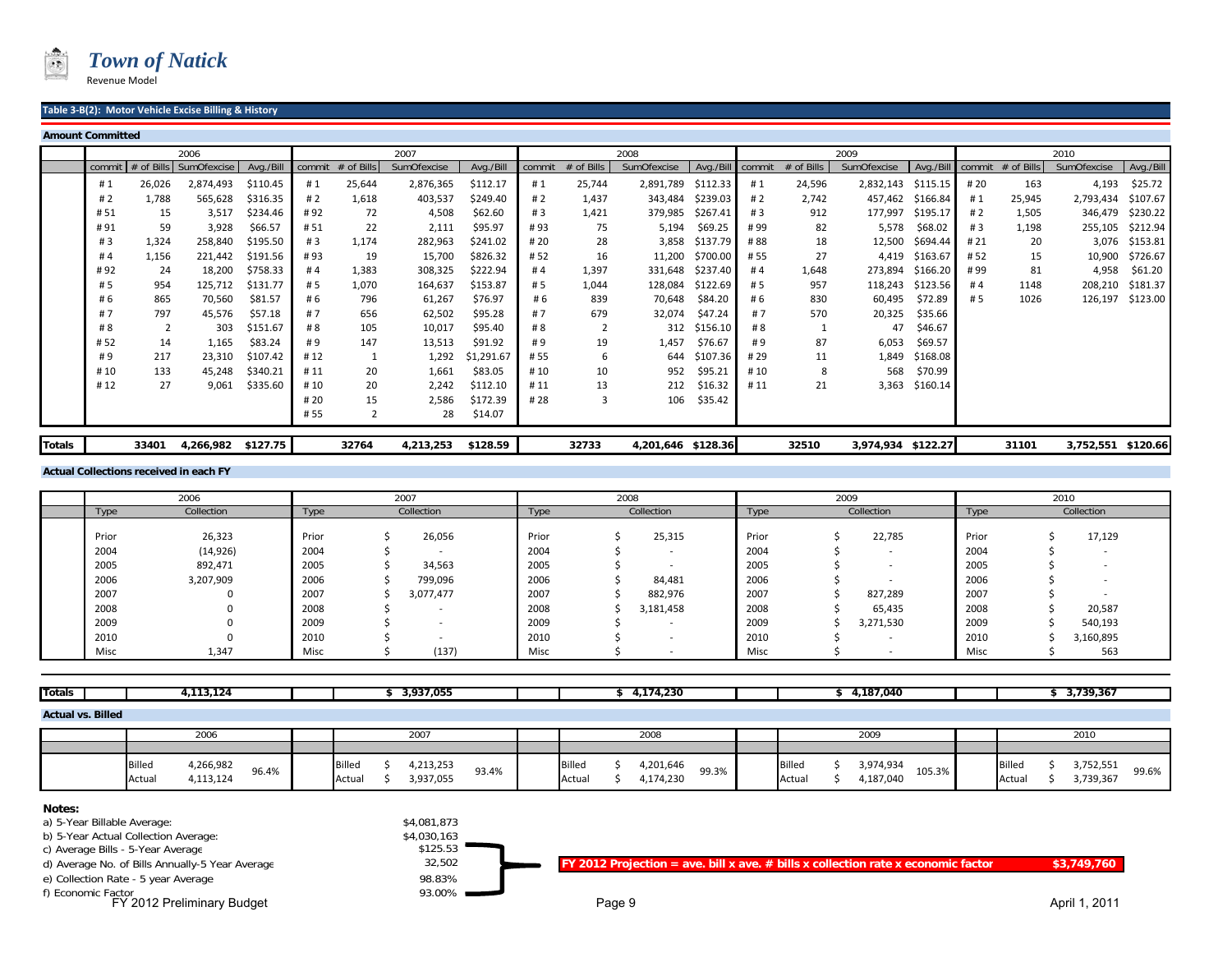# *Town of Natick*

Revenue Model

## Table 3-B(2): Motor Vehicle Excise Billing & History

### Amount Committed

| | 2006 | | | | 2007 | | | | 2008 | | | | 2009 | | | | 2010 | | | |
|---|---|---|---|---|---|---|---|---|---|---|---|---|---|---|---|---|---|---|---|---|
| | commit | # of Bills | SumOfexcise | Avg./Bill | commit | # of Bills | SumOfexcise | Avg./Bill | commit | # of Bills | SumOfexcise | Avg./Bill | commit | # of Bills | SumOfexcise | Avg./Bill | commit | # of Bills | SumOfexcise | Avg./Bill |
| | # 1 | 26,026 | 2,874,493 | $110.45 | # 1 | 25,644 | 2,876,365 | $112.17 | # 1 | 25,744 | 2,891,789 | $112.33 | # 1 | 24,596 | 2,832,143 | $115.15 | # 20 | 163 | 4,193 | $25.72 |
| | # 2 | 1,788 | 565,628 | $316.35 | # 2 | 1,618 | 403,537 | $249.40 | # 2 | 1,437 | 343,484 | $239.03 | # 2 | 2,742 | 457,462 | $166.84 | # 1 | 25,945 | 2,793,434 | $107.67 |
| | # 51 | 15 | 3,517 | $234.46 | # 92 | 72 | 4,508 | $62.60 | # 3 | 1,421 | 379,985 | $267.41 | # 3 | 912 | 177,997 | $195.17 | # 2 | 1,505 | 346,479 | $230.22 |
| | # 91 | 59 | 3,928 | $66.57 | # 51 | 22 | 2,111 | $95.97 | # 93 | 75 | 5,194 | $69.25 | # 99 | 82 | 5,578 | $68.02 | # 3 | 1,198 | 255,105 | $212.94 |
| | # 3 | 1,324 | 258,840 | $195.50 | # 3 | 1,174 | 282,963 | $241.02 | # 20 | 28 | 3,858 | $137.79 | # 88 | 18 | 12,500 | $694.44 | # 21 | 20 | 3,076 | $153.81 |
| | # 4 | 1,156 | 221,442 | $191.56 | # 93 | 19 | 15,700 | $826.32 | # 52 | 16 | 11,200 | $700.00 | # 55 | 27 | 4,419 | $163.67 | # 52 | 15 | 10,900 | $726.67 |
| | # 92 | 24 | 18,200 | $758.33 | # 4 | 1,383 | 308,325 | $222.94 | # 4 | 1,397 | 331,648 | $237.40 | # 4 | 1,648 | 273,894 | $166.20 | # 99 | 81 | 4,958 | $61.20 |
| | # 5 | 954 | 125,712 | $131.77 | # 5 | 1,070 | 164,637 | $153.87 | # 5 | 1,044 | 128,084 | $122.69 | # 5 | 957 | 118,243 | $123.56 | # 4 | 1148 | 208,210 | $181.37 |
| | # 6 | 865 | 70,560 | $81.57 | # 6 | 796 | 61,267 | $76.97 | # 6 | 839 | 70,648 | $84.20 | # 6 | 830 | 60,495 | $72.89 | # 5 | 1026 | 126,197 | $123.00 |
| | # 7 | 797 | 45,576 | $57.18 | # 7 | 656 | 62,502 | $95.28 | # 7 | 679 | 32,074 | $47.24 | # 7 | 570 | 20,325 | $35.66 | | | | |
| | # 8 | 2 | 303 | $151.67 | # 8 | 105 | 10,017 | $95.40 | # 8 | 2 | 312 | $156.10 | # 8 | 1 | 47 | $46.67 | | | | |
| | # 52 | 14 | 1,165 | $83.24 | # 9 | 147 | 13,513 | $91.92 | # 9 | 19 | 1,457 | $76.67 | # 9 | 87 | 6,053 | $69.57 | | | | |
| | # 9 | 217 | 23,310 | $107.42 | # 12 | 1 | 1,292 | $1,291.67 | # 55 | 6 | 644 | $107.36 | # 29 | 11 | 1,849 | $168.08 | | | | |
| | # 10 | 133 | 45,248 | $340.21 | # 11 | 20 | 1,661 | $83.05 | # 10 | 10 | 952 | $95.21 | # 10 | 8 | 568 | $70.99 | | | | |
| | # 12 | 27 | 9,061 | $335.60 | # 10 | 20 | 2,242 | $112.10 | # 11 | 13 | 212 | $16.32 | # 11 | 21 | 3,363 | $160.14 | | | | |
| | | | | | # 20 | 15 | 2,586 | $172.39 | # 28 | 3 | 106 | $35.42 | | | | | | | | |
| | | | | | # 55 | 2 | 28 | $14.07 | | | | | | | | | | | | |
| **Totals** | | **33401** | **4,266,982** | **$127.75** | | **32764** | **4,213,253** | **$128.59** | | **32733** | **4,201,646** | **$128.36** | | **32510** | **3,974,934** | **$122.27** | | **31101** | **3,752,551** | **$120.66** |

### Actual Collections received in each FY

| | 2006 | | 2007 | | 2008 | | 2009 | | 2010 | |
|---|---|---|---|---|---|---|---|---|---|---|
| | Type | Collection | Type | Collection | Type | Collection | Type | Collection | Type | Collection |
| | Prior | 26,323 | Prior | $ 26,056 | Prior | $ 25,315 | Prior | $ 22,785 | Prior | $ 17,129 |
| | 2004 | (14,926) | 2004 | $ - | 2004 | $ - | 2004 | $ - | 2004 | $ - |
| | 2005 | 892,471 | 2005 | $ 34,563 | 2005 | $ - | 2005 | $ - | 2005 | $ - |
| | 2006 | 3,207,909 | 2006 | $ 799,096 | 2006 | $ 84,481 | 2006 | $ - | 2006 | $ - |
| | 2007 | 0 | 2007 | $ 3,077,477 | 2007 | $ 882,976 | 2007 | $ 827,289 | 2007 | $ - |
| | 2008 | 0 | 2008 | $ - | 2008 | $ 3,181,458 | 2008 | $ 65,435 | 2008 | $ 20,587 |
| | 2009 | 0 | 2009 | $ - | 2009 | $ - | 2009 | $ 3,271,530 | 2009 | $ 540,193 |
| | 2010 | 0 | 2010 | $ - | 2010 | $ - | 2010 | $ - | 2010 | $ 3,160,895 |
| | Misc | 1,347 | Misc | $ (137) | Misc | $ - | Misc | $ - | Misc | $ 563 |
| **Totals** | | **4,113,124** | | **$ 3,937,055** | | **$ 4,174,230** | | **$ 4,187,040** | | **$ 3,739,367** |

### Actual vs. Billed

| | 2006 | | | 2007 | | | 2008 | | | 2009 | | | 2010 | | |
|---|---|---|---|---|---|---|---|---|---|---|---|---|---|---|---|
| | Billed | 4,266,982 | 96.4% | Billed | $ 4,213,253 | 93.4% | Billed | $ 4,201,646 | 99.3% | Billed | $ 3,974,934 | 105.3% | Billed | $ 3,752,551 | 99.6% |
| | Actual | 4,113,124 | | Actual | $ 3,937,055 | | Actual | $ 4,174,230 | | Actual | $ 4,187,040 | | Actual | $ 3,739,367 | |

**Notes:**

| | |
|---|---|
| a) 5-Year Billable Average: | $4,081,873 |
| b) 5-Year Actual Collection Average: | $4,030,163 |
| c) Average Bills - 5-Year Average | $125.53 |
| d) Average No. of Bills Annually-5 Year Average | 32,502 |
| e) Collection Rate - 5 year Average | 98.83% |
| f) Economic Factor | 93.00% |

**FY 2012 Projection = ave. bill x ave. # bills x collection rate x economic factor** **$3,749,760**

FY 2012 Preliminary Budget

April 1, 2011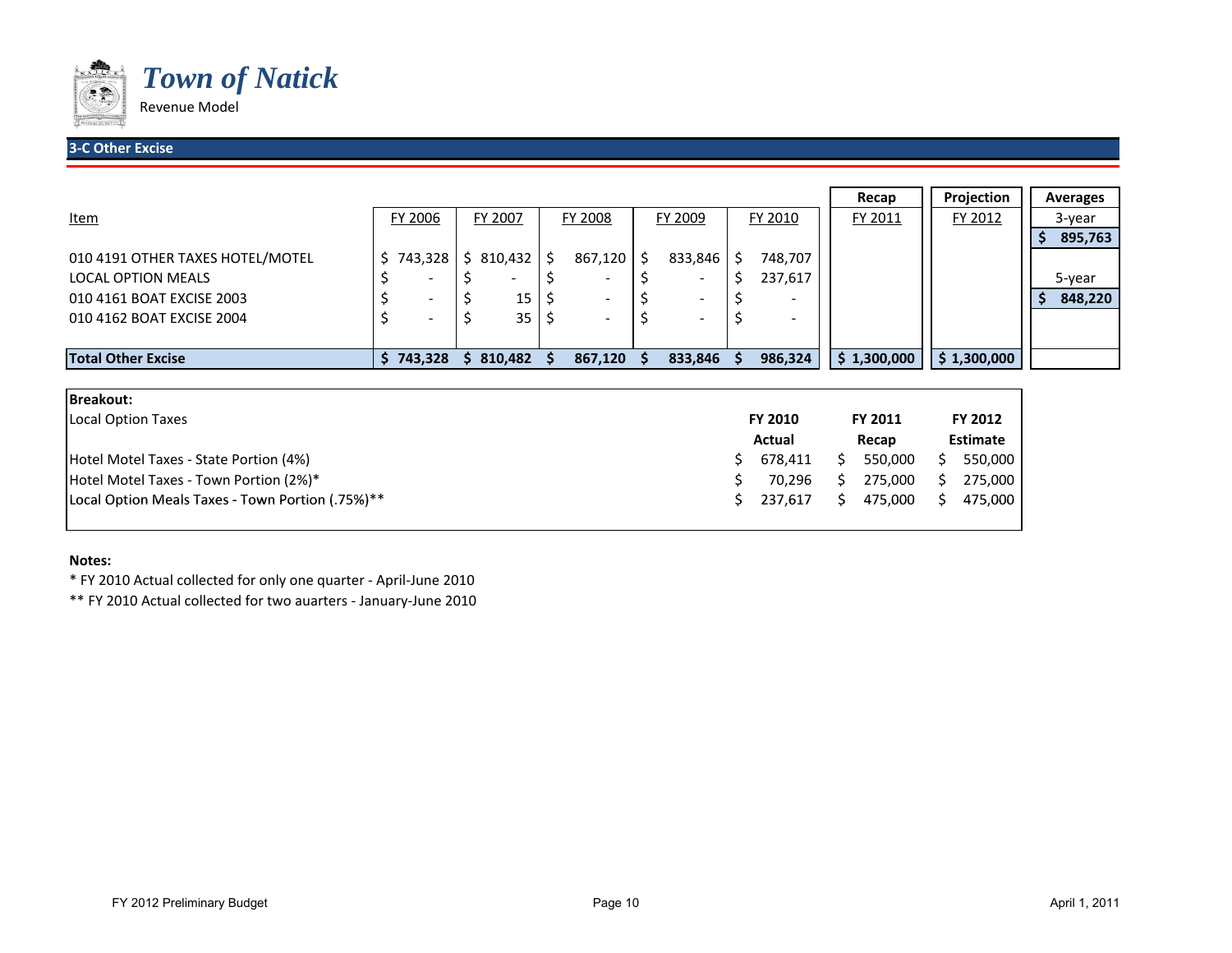# *Town of Natick*

Revenue Model

## 3-C Other Excise

| Item | FY 2006 | FY 2007 | FY 2008 | FY 2009 | FY 2010 | Recap FY 2011 | Projection FY 2012 | Averages |
|---|---|---|---|---|---|---|---|---|
| | | | | | | | | 3-year |
| | | | | | | | | $ 895,763 |
| 010 4191 OTHER TAXES HOTEL/MOTEL | $ 743,328 | $ 810,432 | $ 867,120 | $ 833,846 | $ 748,707 | | | |
| LOCAL OPTION MEALS | $ - | $ - | $ - | $ - | $ 237,617 | | | 5-year |
| 010 4161 BOAT EXCISE 2003 | $ - | $ 15 | $ - | $ - | $ - | | | $ 848,220 |
| 010 4162 BOAT EXCISE 2004 | $ - | $ 35 | $ - | $ - | $ - | | | |
| **Total Other Excise** | **$ 743,328** | **$ 810,482** | **$ 867,120** | **$ 833,846** | **$ 986,324** | **$ 1,300,000** | **$ 1,300,000** | |

**Breakout:**

| Local Option Taxes | FY 2010 Actual | FY 2011 Recap | FY 2012 Estimate |
|---|---|---|---|
| Hotel Motel Taxes - State Portion (4%) | $ 678,411 | $ 550,000 | $ 550,000 |
| Hotel Motel Taxes - Town Portion (2%)* | $ 70,296 | $ 275,000 | $ 275,000 |
| Local Option Meals Taxes - Town Portion (.75%)** | $ 237,617 | $ 475,000 | $ 475,000 |

**Notes:**

* FY 2010 Actual collected for only one quarter - April-June 2010

** FY 2010 Actual collected for two auarters - January-June 2010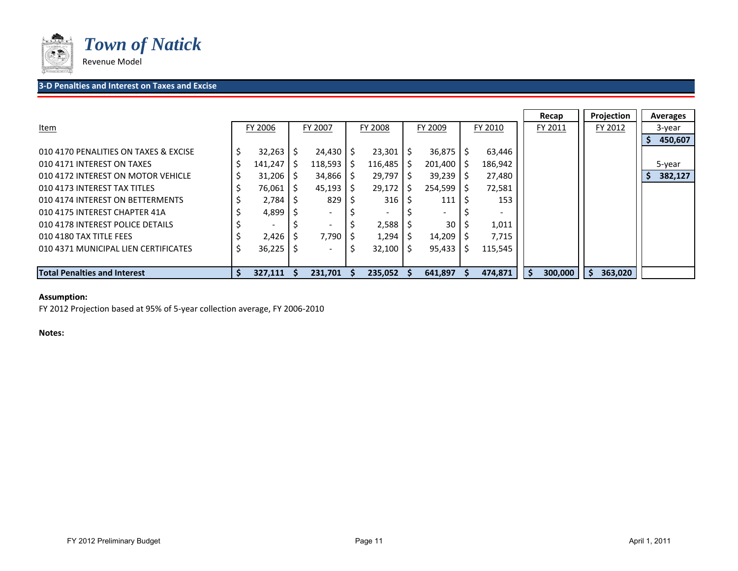# *Town of Natick*

Revenue Model

## 3-D Penalties and Interest on Taxes and Excise

| Item | FY 2006 | FY 2007 | FY 2008 | FY 2009 | FY 2010 | Recap FY 2011 | Projection FY 2012 | Averages |
|---|---|---|---|---|---|---|---|---|
| | | | | | | | | 3-year |
| | | | | | | | | $ 450,607 |
| 010 4170 PENALITIES ON TAXES & EXCISE | $ 32,263 | $ 24,430 | $ 23,301 | $ 36,875 | $ 63,446 | | | |
| 010 4171 INTEREST ON TAXES | $ 141,247 | $ 118,593 | $ 116,485 | $ 201,400 | $ 186,942 | | | 5-year |
| 010 4172 INTEREST ON MOTOR VEHICLE | $ 31,206 | $ 34,866 | $ 29,797 | $ 39,239 | $ 27,480 | | | $ 382,127 |
| 010 4173 INTEREST TAX TITLES | $ 76,061 | $ 45,193 | $ 29,172 | $ 254,599 | $ 72,581 | | | |
| 010 4174 INTEREST ON BETTERMENTS | $ 2,784 | $ 829 | $ 316 | $ 111 | $ 153 | | | |
| 010 4175 INTEREST CHAPTER 41A | $ 4,899 | $ - | $ - | $ - | $ - | | | |
| 010 4178 INTEREST POLICE DETAILS | $ - | $ - | $ 2,588 | $ 30 | $ 1,011 | | | |
| 010 4180 TAX TITLE FEES | $ 2,426 | $ 7,790 | $ 1,294 | $ 14,209 | $ 7,715 | | | |
| 010 4371 MUNICIPAL LIEN CERTIFICATES | $ 36,225 | $ - | $ 32,100 | $ 95,433 | $ 115,545 | | | |
| **Total Penalties and Interest** | **$ 327,111** | **$ 231,701** | **$ 235,052** | **$ 641,897** | **$ 474,871** | **$ 300,000** | **$ 363,020** | |

**Assumption:**

FY 2012 Projection based at 95% of 5-year collection average, FY 2006-2010

**Notes:**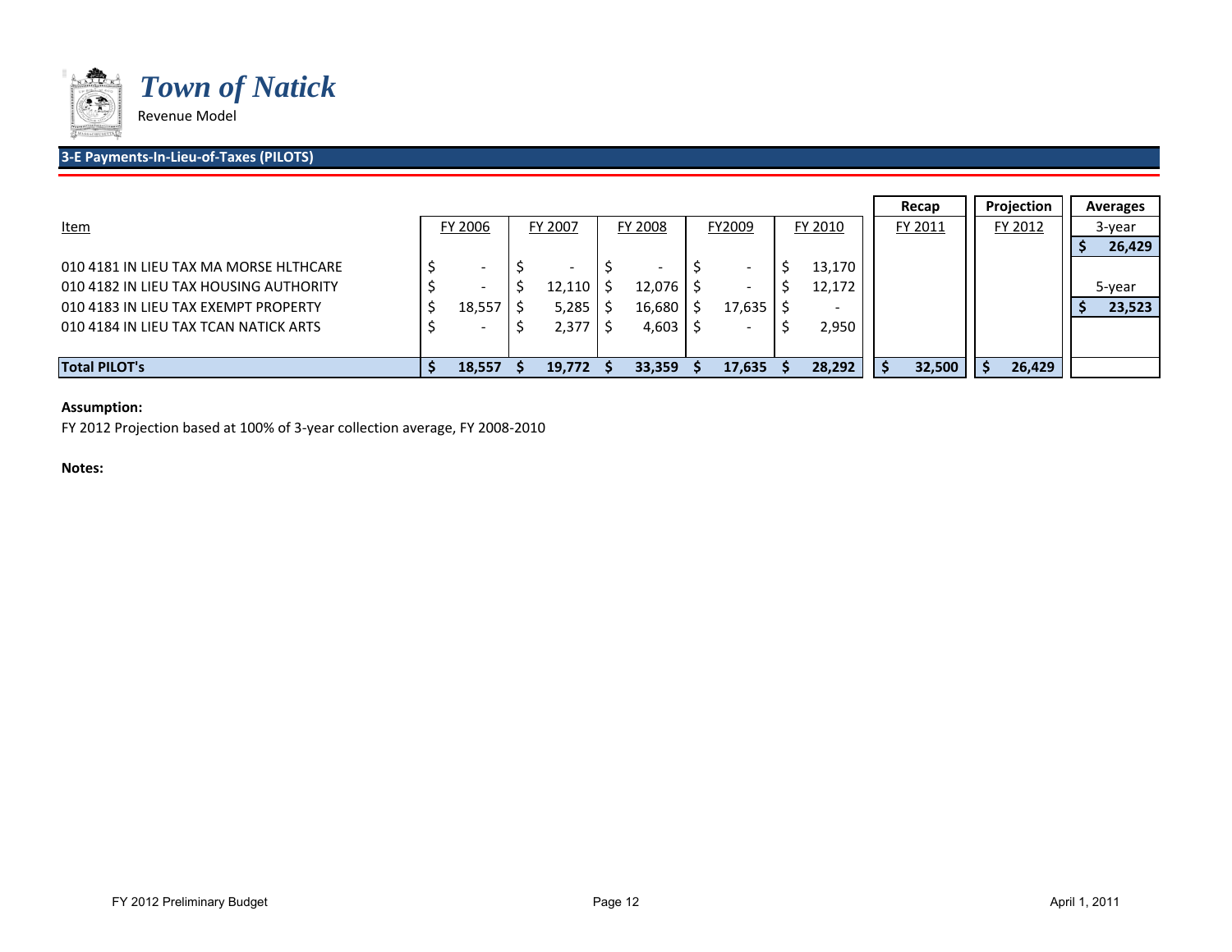# Town of Natick

Revenue Model

## 3-E Payments-In-Lieu-of-Taxes (PILOTS)

| Item | FY 2006 | FY 2007 | FY 2008 | FY2009 | FY 2010 | Recap FY 2011 | Projection FY 2012 | Averages |
|---|---|---|---|---|---|---|---|---|
| | | | | | | | | 3-year |
| | | | | | | | | $ 26,429 |
| 010 4181 IN LIEU TAX MA MORSE HLTHCARE | $ - | $ - | $ - | $ - | $ 13,170 | | | |
| 010 4182 IN LIEU TAX HOUSING AUTHORITY | $ - | $ 12,110 | $ 12,076 | $ - | $ 12,172 | | | 5-year |
| 010 4183 IN LIEU TAX EXEMPT PROPERTY | $ 18,557 | $ 5,285 | $ 16,680 | $ 17,635 | $ - | | | $ 23,523 |
| 010 4184 IN LIEU TAX TCAN NATICK ARTS | $ - | $ 2,377 | $ 4,603 | $ - | $ 2,950 | | | |
| **Total PILOT's** | **$ 18,557** | **$ 19,772** | **$ 33,359** | **$ 17,635** | **$ 28,292** | **$ 32,500** | **$ 26,429** | |

**Assumption:**

FY 2012 Projection based at 100% of 3-year collection average, FY 2008-2010

**Notes:**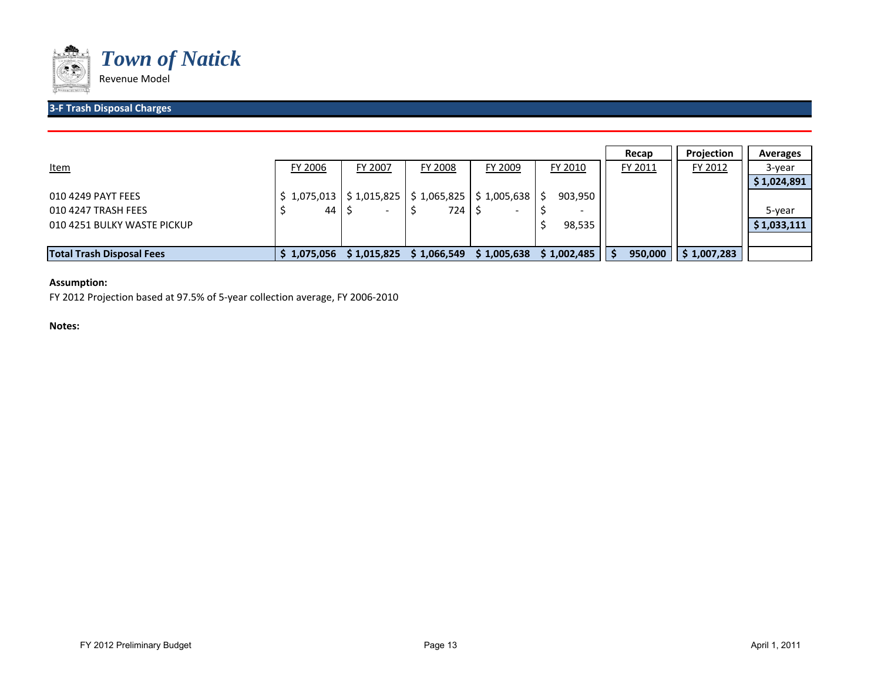# Town of Natick

Revenue Model

## 3-F Trash Disposal Charges

| Item | FY 2006 | FY 2007 | FY 2008 | FY 2009 | FY 2010 | Recap FY 2011 | Projection FY 2012 | Averages |
|---|---|---|---|---|---|---|---|---|
| | | | | | | | | 3-year |
| | | | | | | | | **$ 1,024,891** |
| 010 4249 PAYT FEES | $ 1,075,013 | $ 1,015,825 | $ 1,065,825 | $ 1,005,638 | $ 903,950 | | | |
| 010 4247 TRASH FEES | $ 44 | $ - | $ 724 | $ - | $ - | | | 5-year |
| 010 4251 BULKY WASTE PICKUP | | | | | $ 98,535 | | | **$ 1,033,111** |
| **Total Trash Disposal Fees** | **$ 1,075,056** | **$ 1,015,825** | **$ 1,066,549** | **$ 1,005,638** | **$ 1,002,485** | **$ 950,000** | **$ 1,007,283** | |

**Assumption:**

FY 2012 Projection based at 97.5% of 5-year collection average, FY 2006-2010

**Notes:**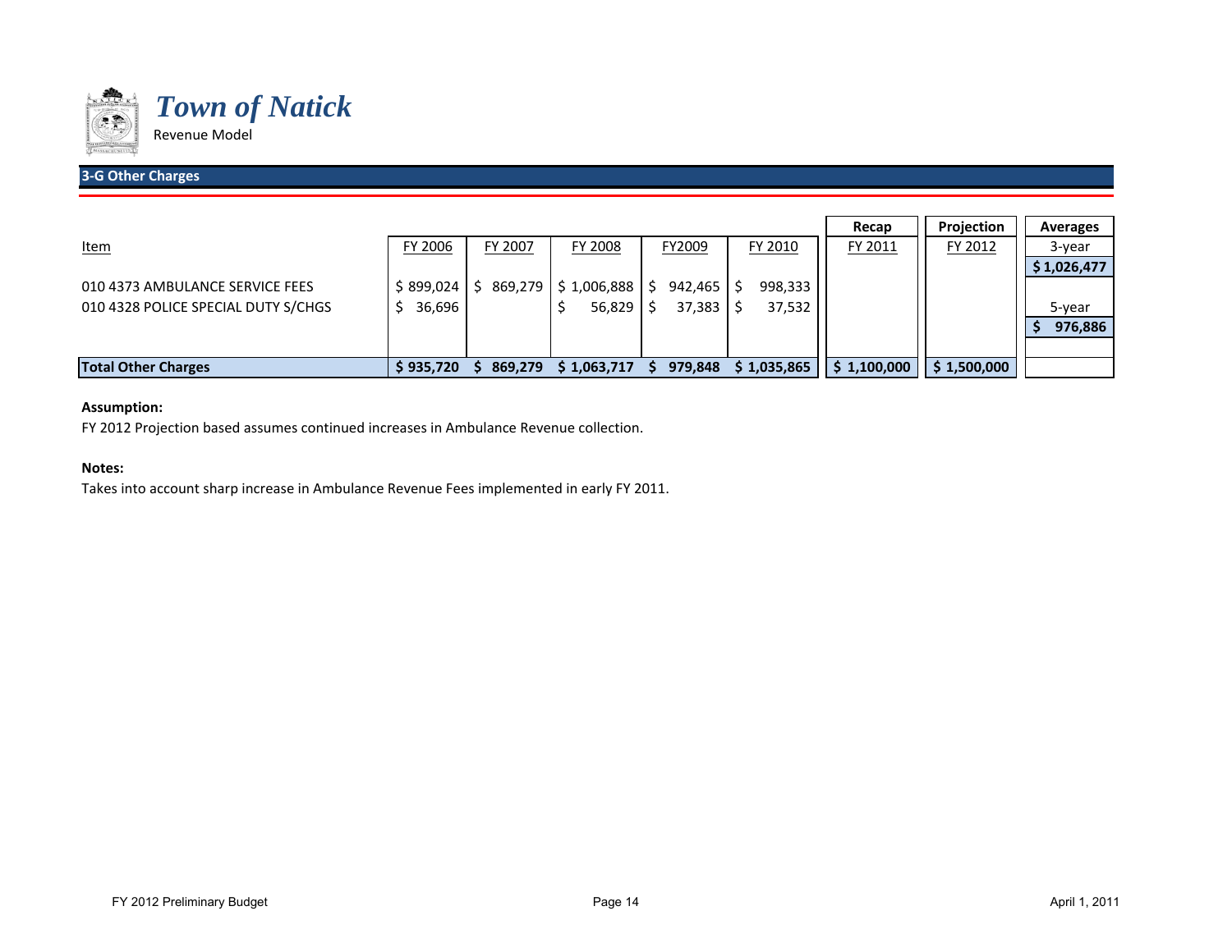# *Town of Natick*

Revenue Model

## 3-G Other Charges

| Item | FY 2006 | FY 2007 | FY 2008 | FY2009 | FY 2010 | Recap<br>FY 2011 | Projection<br>FY 2012 | Averages |
|---|---|---|---|---|---|---|---|---|
| | | | | | | | | 3-year |
| | | | | | | | | $ 1,026,477 |
| 010 4373 AMBULANCE SERVICE FEES | $ 899,024 | $ 869,279 | $ 1,006,888 | $ 942,465 | $ 998,333 | | | |
| 010 4328 POLICE SPECIAL DUTY S/CHGS | $ 36,696 | | $ 56,829 | $ 37,383 | $ 37,532 | | | 5-year |
| | | | | | | | | $ 976,886 |
| **Total Other Charges** | **$ 935,720** | **$ 869,279** | **$ 1,063,717** | **$ 979,848** | **$ 1,035,865** | **$ 1,100,000** | **$ 1,500,000** | |

**Assumption:**

FY 2012 Projection based assumes continued increases in Ambulance Revenue collection.

**Notes:**

Takes into account sharp increase in Ambulance Revenue Fees implemented in early FY 2011.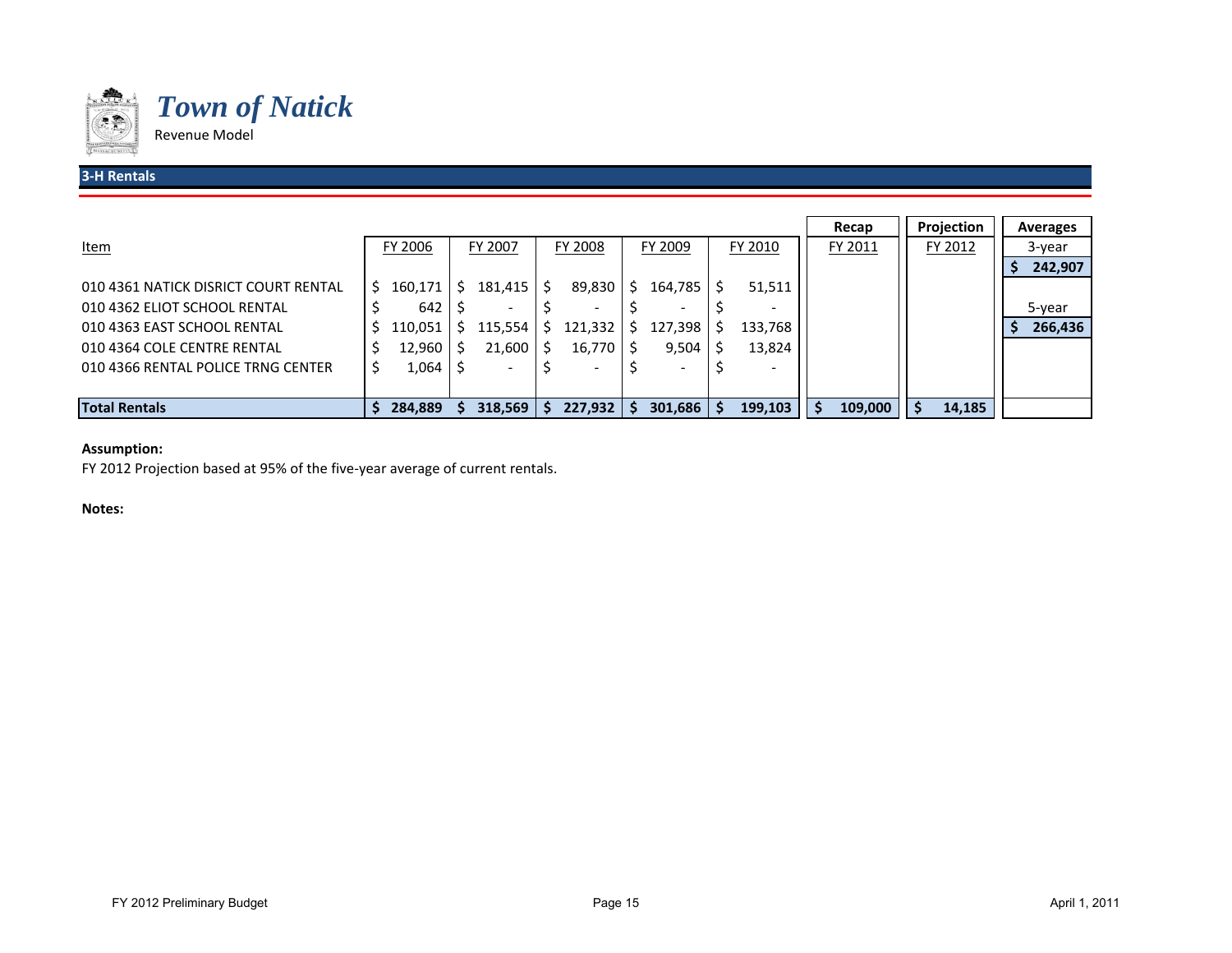# *Town of Natick*

Revenue Model

## 3-H Rentals

| Item | FY 2006 | FY 2007 | FY 2008 | FY 2009 | FY 2010 | Recap FY 2011 | Projection FY 2012 | Averages |
|---|---|---|---|---|---|---|---|---|
| | | | | | | | | 3-year |
| | | | | | | | | $ 242,907 |
| 010 4361 NATICK DISRICT COURT RENTAL | $ 160,171 | $ 181,415 | $ 89,830 | $ 164,785 | $ 51,511 | | | |
| 010 4362 ELIOT SCHOOL RENTAL | $ 642 | $ - | $ - | $ - | $ - | | | 5-year |
| 010 4363 EAST SCHOOL RENTAL | $ 110,051 | $ 115,554 | $ 121,332 | $ 127,398 | $ 133,768 | | | $ 266,436 |
| 010 4364 COLE CENTRE RENTAL | $ 12,960 | $ 21,600 | $ 16,770 | $ 9,504 | $ 13,824 | | | |
| 010 4366 RENTAL POLICE TRNG CENTER | $ 1,064 | $ - | $ - | $ - | $ - | | | |
| **Total Rentals** | **$ 284,889** | **$ 318,569** | **$ 227,932** | **$ 301,686** | **$ 199,103** | **$ 109,000** | **$ 14,185** | |

**Assumption:**

FY 2012 Projection based at 95% of the five-year average of current rentals.

**Notes:**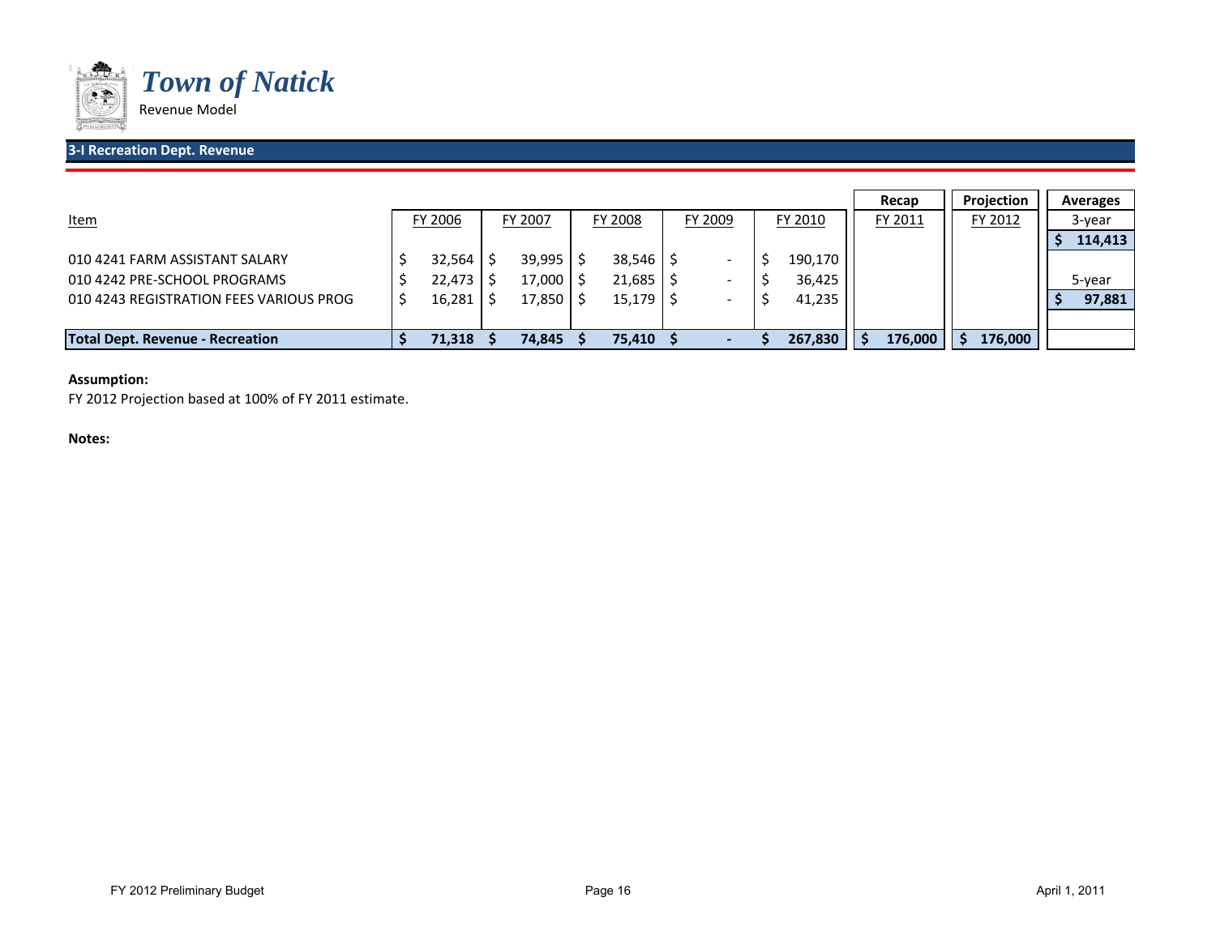# Town of Natick

Revenue Model

## 3-I Recreation Dept. Revenue

| Item | FY 2006 | FY 2007 | FY 2008 | FY 2009 | FY 2010 | Recap FY 2011 | Projection FY 2012 | Averages |
|---|---|---|---|---|---|---|---|---|
| | | | | | | | | 3-year |
| | | | | | | | | $ 114,413 |
| 010 4241 FARM ASSISTANT SALARY | $ 32,564 | $ 39,995 | $ 38,546 | $ - | $ 190,170 | | | |
| 010 4242 PRE-SCHOOL PROGRAMS | $ 22,473 | $ 17,000 | $ 21,685 | $ - | $ 36,425 | | | 5-year |
| 010 4243 REGISTRATION FEES VARIOUS PROG | $ 16,281 | $ 17,850 | $ 15,179 | $ - | $ 41,235 | | | $ 97,881 |
| **Total Dept. Revenue - Recreation** | **$ 71,318** | **$ 74,845** | **$ 75,410** | **$ -** | **$ 267,830** | **$ 176,000** | **$ 176,000** | |

**Assumption:**

FY 2012 Projection based at 100% of FY 2011 estimate.

**Notes:**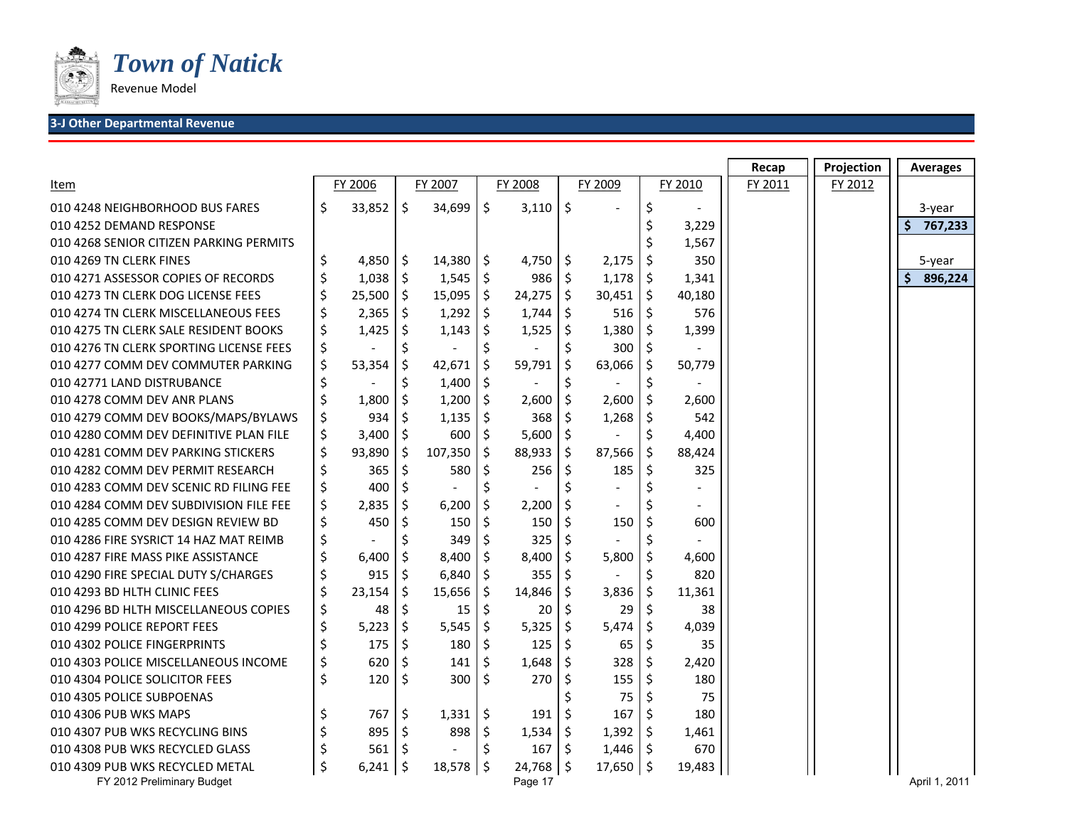# Town of Natick

Revenue Model

## 3-J Other Departmental Revenue

| Item | FY 2006 | FY 2007 | FY 2008 | FY 2009 | FY 2010 | Recap FY 2011 | Projection FY 2012 | Averages |
|---|---|---|---|---|---|---|---|---|
| 010 4248 NEIGHBORHOOD BUS FARES | $ 33,852 | $ 34,699 | $ 3,110 | $ - | $ - | | | 3-year |
| 010 4252 DEMAND RESPONSE | | | | | $ 3,229 | | | $ 767,233 |
| 010 4268 SENIOR CITIZEN PARKING PERMITS | | | | | $ 1,567 | | | |
| 010 4269 TN CLERK FINES | $ 4,850 | $ 14,380 | $ 4,750 | $ 2,175 | $ 350 | | | 5-year |
| 010 4271 ASSESSOR COPIES OF RECORDS | $ 1,038 | $ 1,545 | $ 986 | $ 1,178 | $ 1,341 | | | $ 896,224 |
| 010 4273 TN CLERK DOG LICENSE FEES | $ 25,500 | $ 15,095 | $ 24,275 | $ 30,451 | $ 40,180 | | | |
| 010 4274 TN CLERK MISCELLANEOUS FEES | $ 2,365 | $ 1,292 | $ 1,744 | $ 516 | $ 576 | | | |
| 010 4275 TN CLERK SALE RESIDENT BOOKS | $ 1,425 | $ 1,143 | $ 1,525 | $ 1,380 | $ 1,399 | | | |
| 010 4276 TN CLERK SPORTING LICENSE FEES | $ - | $ - | $ - | $ 300 | $ - | | | |
| 010 4277 COMM DEV COMMUTER PARKING | $ 53,354 | $ 42,671 | $ 59,791 | $ 63,066 | $ 50,779 | | | |
| 010 42771 LAND DISTRUBANCE | $ - | $ 1,400 | $ - | $ - | $ - | | | |
| 010 4278 COMM DEV ANR PLANS | $ 1,800 | $ 1,200 | $ 2,600 | $ 2,600 | $ 2,600 | | | |
| 010 4279 COMM DEV BOOKS/MAPS/BYLAWS | $ 934 | $ 1,135 | $ 368 | $ 1,268 | $ 542 | | | |
| 010 4280 COMM DEV DEFINITIVE PLAN FILE | $ 3,400 | $ 600 | $ 5,600 | $ - | $ 4,400 | | | |
| 010 4281 COMM DEV PARKING STICKERS | $ 93,890 | $ 107,350 | $ 88,933 | $ 87,566 | $ 88,424 | | | |
| 010 4282 COMM DEV PERMIT RESEARCH | $ 365 | $ 580 | $ 256 | $ 185 | $ 325 | | | |
| 010 4283 COMM DEV SCENIC RD FILING FEE | $ 400 | $ - | $ - | $ - | $ - | | | |
| 010 4284 COMM DEV SUBDIVISION FILE FEE | $ 2,835 | $ 6,200 | $ 2,200 | $ - | $ - | | | |
| 010 4285 COMM DEV DESIGN REVIEW BD | $ 450 | $ 150 | $ 150 | $ 150 | $ 600 | | | |
| 010 4286 FIRE SYSRICT 14 HAZ MAT REIMB | $ - | $ 349 | $ 325 | $ - | $ - | | | |
| 010 4287 FIRE MASS PIKE ASSISTANCE | $ 6,400 | $ 8,400 | $ 8,400 | $ 5,800 | $ 4,600 | | | |
| 010 4290 FIRE SPECIAL DUTY S/CHARGES | $ 915 | $ 6,840 | $ 355 | $ - | $ 820 | | | |
| 010 4293 BD HLTH CLINIC FEES | $ 23,154 | $ 15,656 | $ 14,846 | $ 3,836 | $ 11,361 | | | |
| 010 4296 BD HLTH MISCELLANEOUS COPIES | $ 48 | $ 15 | $ 20 | $ 29 | $ 38 | | | |
| 010 4299 POLICE REPORT FEES | $ 5,223 | $ 5,545 | $ 5,325 | $ 5,474 | $ 4,039 | | | |
| 010 4302 POLICE FINGERPRINTS | $ 175 | $ 180 | $ 125 | $ 65 | $ 35 | | | |
| 010 4303 POLICE MISCELLANEOUS INCOME | $ 620 | $ 141 | $ 1,648 | $ 328 | $ 2,420 | | | |
| 010 4304 POLICE SOLICITOR FEES | $ 120 | $ 300 | $ 270 | $ 155 | $ 180 | | | |
| 010 4305 POLICE SUBPOENAS | | | | $ 75 | $ 75 | | | |
| 010 4306 PUB WKS MAPS | $ 767 | $ 1,331 | $ 191 | $ 167 | $ 180 | | | |
| 010 4307 PUB WKS RECYCLING BINS | $ 895 | $ 898 | $ 1,534 | $ 1,392 | $ 1,461 | | | |
| 010 4308 PUB WKS RECYCLED GLASS | $ 561 | $ - | $ 167 | $ 1,446 | $ 670 | | | |
| 010 4309 PUB WKS RECYCLED METAL | $ 6,241 | $ 18,578 | $ 24,768 | $ 17,650 | $ 19,483 | | | |

FY 2012 Preliminary Budget

April 1, 2011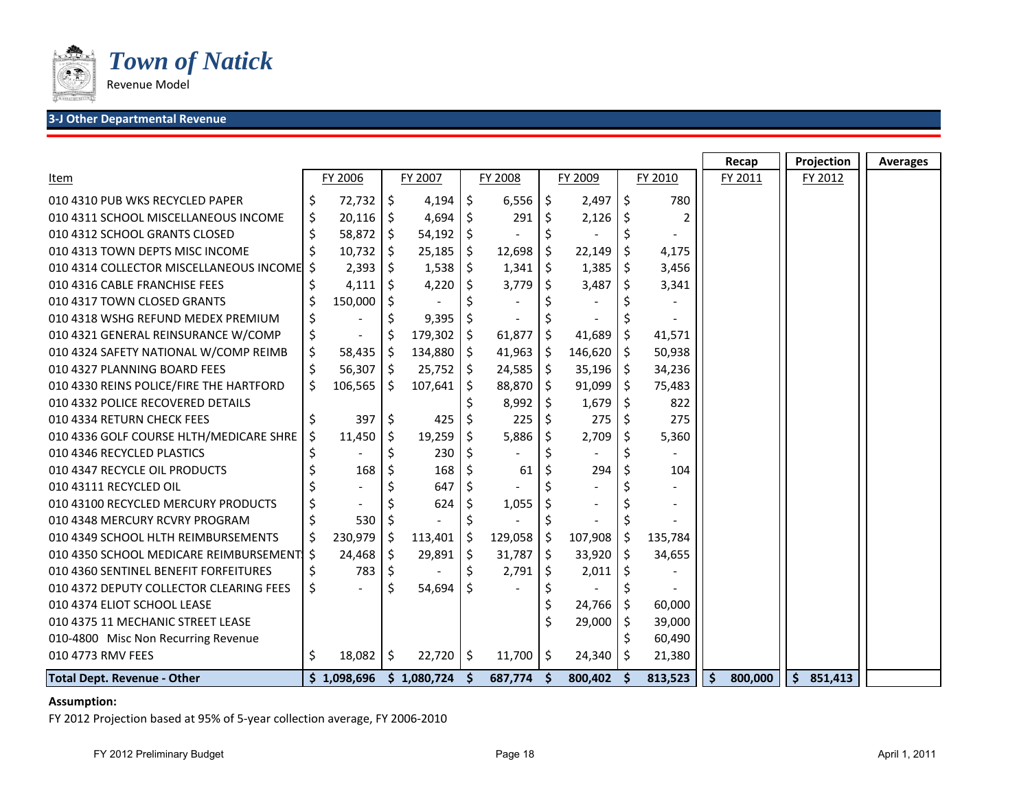# Town of Natick

Revenue Model

## 3-J Other Departmental Revenue

| Item | FY 2006 | FY 2007 | FY 2008 | FY 2009 | FY 2010 | Recap FY 2011 | Projection FY 2012 | Averages |
|---|---|---|---|---|---|---|---|---|
| 010 4310 PUB WKS RECYCLED PAPER | $ 72,732 | $ 4,194 | $ 6,556 | $ 2,497 | $ 780 | | | |
| 010 4311 SCHOOL MISCELLANEOUS INCOME | $ 20,116 | $ 4,694 | $ 291 | $ 2,126 | $ 2 | | | |
| 010 4312 SCHOOL GRANTS CLOSED | $ 58,872 | $ 54,192 | $ - | $ - | $ - | | | |
| 010 4313 TOWN DEPTS MISC INCOME | $ 10,732 | $ 25,185 | $ 12,698 | $ 22,149 | $ 4,175 | | | |
| 010 4314 COLLECTOR MISCELLANEOUS INCOME | $ 2,393 | $ 1,538 | $ 1,341 | $ 1,385 | $ 3,456 | | | |
| 010 4316 CABLE FRANCHISE FEES | $ 4,111 | $ 4,220 | $ 3,779 | $ 3,487 | $ 3,341 | | | |
| 010 4317 TOWN CLOSED GRANTS | $ 150,000 | $ - | $ - | $ - | $ - | | | |
| 010 4318 WSHG REFUND MEDEX PREMIUM | $ - | $ 9,395 | $ - | $ - | $ - | | | |
| 010 4321 GENERAL REINSURANCE W/COMP | $ - | $ 179,302 | $ 61,877 | $ 41,689 | $ 41,571 | | | |
| 010 4324 SAFETY NATIONAL W/COMP REIMB | $ 58,435 | $ 134,880 | $ 41,963 | $ 146,620 | $ 50,938 | | | |
| 010 4327 PLANNING BOARD FEES | $ 56,307 | $ 25,752 | $ 24,585 | $ 35,196 | $ 34,236 | | | |
| 010 4330 REINS POLICE/FIRE THE HARTFORD | $ 106,565 | $ 107,641 | $ 88,870 | $ 91,099 | $ 75,483 | | | |
| 010 4332 POLICE RECOVERED DETAILS | | | $ 8,992 | $ 1,679 | $ 822 | | | |
| 010 4334 RETURN CHECK FEES | $ 397 | $ 425 | $ 225 | $ 275 | $ 275 | | | |
| 010 4336 GOLF COURSE HLTH/MEDICARE SHRE | $ 11,450 | $ 19,259 | $ 5,886 | $ 2,709 | $ 5,360 | | | |
| 010 4346 RECYCLED PLASTICS | $ - | $ 230 | $ - | $ - | $ - | | | |
| 010 4347 RECYCLE OIL PRODUCTS | $ 168 | $ 168 | $ 61 | $ 294 | $ 104 | | | |
| 010 43111 RECYCLED OIL | $ - | $ 647 | $ - | $ - | $ - | | | |
| 010 43100 RECYCLED MERCURY PRODUCTS | $ - | $ 624 | $ 1,055 | $ - | $ - | | | |
| 010 4348 MERCURY RCVRY PROGRAM | $ 530 | $ - | $ - | $ - | $ - | | | |
| 010 4349 SCHOOL HLTH REIMBURSEMENTS | $ 230,979 | $ 113,401 | $ 129,058 | $ 107,908 | $ 135,784 | | | |
| 010 4350 SCHOOL MEDICARE REIMBURSEMENTS | $ 24,468 | $ 29,891 | $ 31,787 | $ 33,920 | $ 34,655 | | | |
| 010 4360 SENTINEL BENEFIT FORFEITURES | $ 783 | $ - | $ 2,791 | $ 2,011 | $ - | | | |
| 010 4372 DEPUTY COLLECTOR CLEARING FEES | $ - | $ 54,694 | $ - | $ - | $ - | | | |
| 010 4374 ELIOT SCHOOL LEASE | | | | $ 24,766 | $ 60,000 | | | |
| 010 4375 11 MECHANIC STREET LEASE | | | | $ 29,000 | $ 39,000 | | | |
| 010-4800 Misc Non Recurring Revenue | | | | | $ 60,490 | | | |
| 010 4773 RMV FEES | $ 18,082 | $ 22,720 | $ 11,700 | $ 24,340 | $ 21,380 | | | |
| **Total Dept. Revenue - Other** | **$ 1,098,696** | **$ 1,080,724** | **$ 687,774** | **$ 800,402** | **$ 813,523** | **$ 800,000** | **$ 851,413** | |

**Assumption:**

FY 2012 Projection based at 95% of 5-year collection average, FY 2006-2010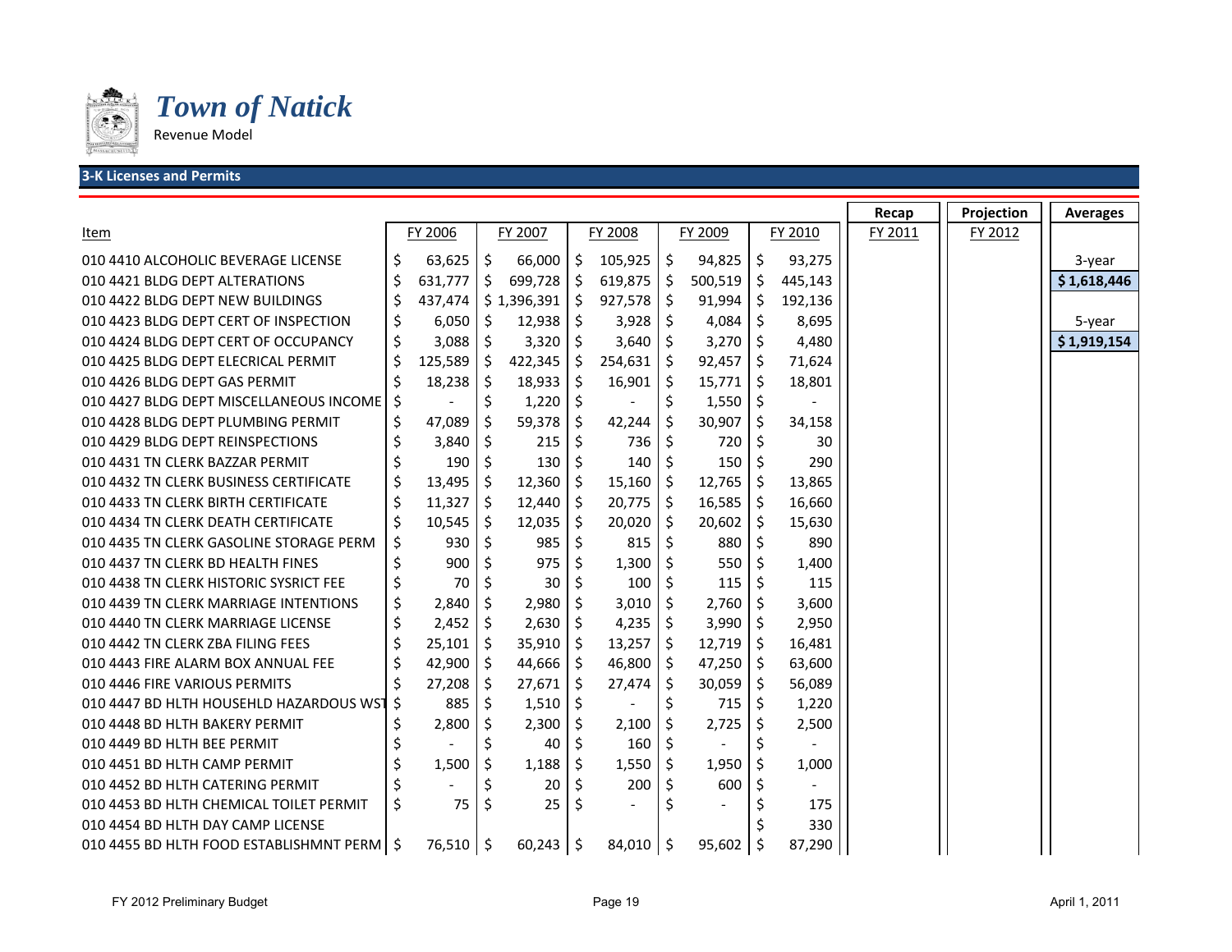# *Town of Natick*

Revenue Model

## 3-K Licenses and Permits

| Item | FY 2006 | FY 2007 | FY 2008 | FY 2009 | FY 2010 | Recap FY 2011 | Projection FY 2012 | Averages |
|---|---|---|---|---|---|---|---|---|
| 010 4410 ALCOHOLIC BEVERAGE LICENSE | $ 63,625 | $ 66,000 | $ 105,925 | $ 94,825 | $ 93,275 | | | 3-year |
| 010 4421 BLDG DEPT ALTERATIONS | $ 631,777 | $ 699,728 | $ 619,875 | $ 500,519 | $ 445,143 | | | **$ 1,618,446** |
| 010 4422 BLDG DEPT NEW BUILDINGS | $ 437,474 | $ 1,396,391 | $ 927,578 | $ 91,994 | $ 192,136 | | | |
| 010 4423 BLDG DEPT CERT OF INSPECTION | $ 6,050 | $ 12,938 | $ 3,928 | $ 4,084 | $ 8,695 | | | 5-year |
| 010 4424 BLDG DEPT CERT OF OCCUPANCY | $ 3,088 | $ 3,320 | $ 3,640 | $ 3,270 | $ 4,480 | | | **$ 1,919,154** |
| 010 4425 BLDG DEPT ELECRICAL PERMIT | $ 125,589 | $ 422,345 | $ 254,631 | $ 92,457 | $ 71,624 | | | |
| 010 4426 BLDG DEPT GAS PERMIT | $ 18,238 | $ 18,933 | $ 16,901 | $ 15,771 | $ 18,801 | | | |
| 010 4427 BLDG DEPT MISCELLANEOUS INCOME | $ - | $ 1,220 | $ - | $ 1,550 | $ - | | | |
| 010 4428 BLDG DEPT PLUMBING PERMIT | $ 47,089 | $ 59,378 | $ 42,244 | $ 30,907 | $ 34,158 | | | |
| 010 4429 BLDG DEPT REINSPECTIONS | $ 3,840 | $ 215 | $ 736 | $ 720 | $ 30 | | | |
| 010 4431 TN CLERK BAZZAR PERMIT | $ 190 | $ 130 | $ 140 | $ 150 | $ 290 | | | |
| 010 4432 TN CLERK BUSINESS CERTIFICATE | $ 13,495 | $ 12,360 | $ 15,160 | $ 12,765 | $ 13,865 | | | |
| 010 4433 TN CLERK BIRTH CERTIFICATE | $ 11,327 | $ 12,440 | $ 20,775 | $ 16,585 | $ 16,660 | | | |
| 010 4434 TN CLERK DEATH CERTIFICATE | $ 10,545 | $ 12,035 | $ 20,020 | $ 20,602 | $ 15,630 | | | |
| 010 4435 TN CLERK GASOLINE STORAGE PERM | $ 930 | $ 985 | $ 815 | $ 880 | $ 890 | | | |
| 010 4437 TN CLERK BD HEALTH FINES | $ 900 | $ 975 | $ 1,300 | $ 550 | $ 1,400 | | | |
| 010 4438 TN CLERK HISTORIC SYSRICT FEE | $ 70 | $ 30 | $ 100 | $ 115 | $ 115 | | | |
| 010 4439 TN CLERK MARRIAGE INTENTIONS | $ 2,840 | $ 2,980 | $ 3,010 | $ 2,760 | $ 3,600 | | | |
| 010 4440 TN CLERK MARRIAGE LICENSE | $ 2,452 | $ 2,630 | $ 4,235 | $ 3,990 | $ 2,950 | | | |
| 010 4442 TN CLERK ZBA FILING FEES | $ 25,101 | $ 35,910 | $ 13,257 | $ 12,719 | $ 16,481 | | | |
| 010 4443 FIRE ALARM BOX ANNUAL FEE | $ 42,900 | $ 44,666 | $ 46,800 | $ 47,250 | $ 63,600 | | | |
| 010 4446 FIRE VARIOUS PERMITS | $ 27,208 | $ 27,671 | $ 27,474 | $ 30,059 | $ 56,089 | | | |
| 010 4447 BD HLTH HOUSEHLD HAZARDOUS WST | $ 885 | $ 1,510 | $ - | $ 715 | $ 1,220 | | | |
| 010 4448 BD HLTH BAKERY PERMIT | $ 2,800 | $ 2,300 | $ 2,100 | $ 2,725 | $ 2,500 | | | |
| 010 4449 BD HLTH BEE PERMIT | $ - | $ 40 | $ 160 | $ - | $ - | | | |
| 010 4451 BD HLTH CAMP PERMIT | $ 1,500 | $ 1,188 | $ 1,550 | $ 1,950 | $ 1,000 | | | |
| 010 4452 BD HLTH CATERING PERMIT | $ - | $ 20 | $ 200 | $ 600 | $ - | | | |
| 010 4453 BD HLTH CHEMICAL TOILET PERMIT | $ 75 | $ 25 | $ - | $ - | $ 175 | | | |
| 010 4454 BD HLTH DAY CAMP LICENSE | | | | | $ 330 | | | |
| 010 4455 BD HLTH FOOD ESTABLISHMNT PERM | $ 76,510 | $ 60,243 | $ 84,010 | $ 95,602 | $ 87,290 | | | |

FY 2012 Preliminary Budget

April 1, 2011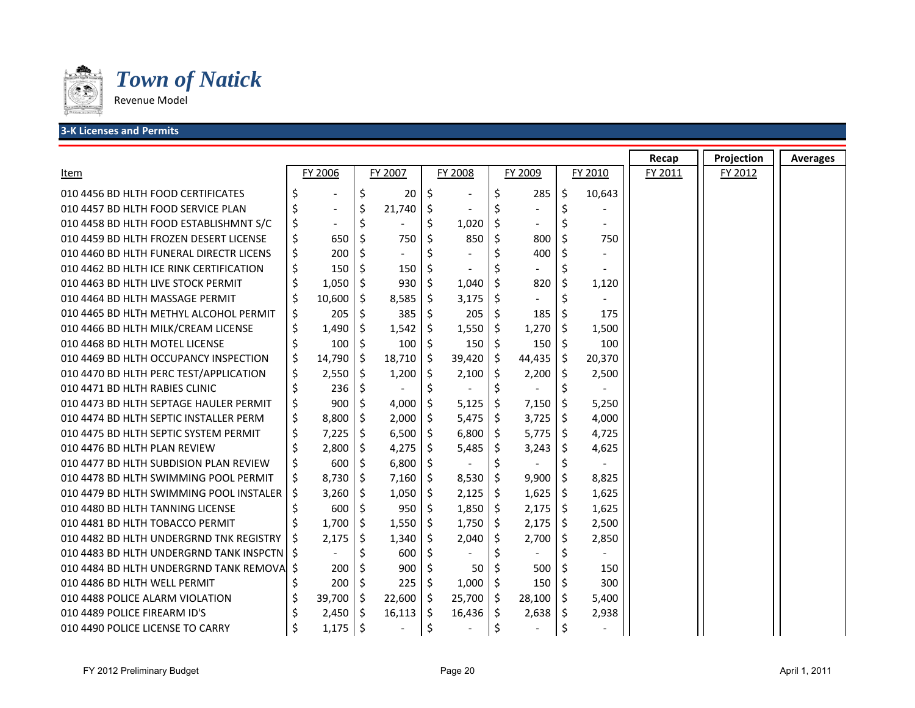# *Town of Natick*

Revenue Model

## 3-K Licenses and Permits

| Item | FY 2006 | FY 2007 | FY 2008 | FY 2009 | FY 2010 | Recap FY 2011 | Projection FY 2012 | Averages |
|---|---|---|---|---|---|---|---|---|
| 010 4456 BD HLTH FOOD CERTIFICATES | $ - | $ 20 | $ - | $ 285 | $ 10,643 | | | |
| 010 4457 BD HLTH FOOD SERVICE PLAN | $ - | $ 21,740 | $ - | $ - | $ - | | | |
| 010 4458 BD HLTH FOOD ESTABLISHMNT S/C | $ - | $ - | $ 1,020 | $ - | $ - | | | |
| 010 4459 BD HLTH FROZEN DESERT LICENSE | $ 650 | $ 750 | $ 850 | $ 800 | $ 750 | | | |
| 010 4460 BD HLTH FUNERAL DIRECTR LICENS | $ 200 | $ - | $ - | $ 400 | $ - | | | |
| 010 4462 BD HLTH ICE RINK CERTIFICATION | $ 150 | $ 150 | $ - | $ - | $ - | | | |
| 010 4463 BD HLTH LIVE STOCK PERMIT | $ 1,050 | $ 930 | $ 1,040 | $ 820 | $ 1,120 | | | |
| 010 4464 BD HLTH MASSAGE PERMIT | $ 10,600 | $ 8,585 | $ 3,175 | $ - | $ - | | | |
| 010 4465 BD HLTH METHYL ALCOHOL PERMIT | $ 205 | $ 385 | $ 205 | $ 185 | $ 175 | | | |
| 010 4466 BD HLTH MILK/CREAM LICENSE | $ 1,490 | $ 1,542 | $ 1,550 | $ 1,270 | $ 1,500 | | | |
| 010 4468 BD HLTH MOTEL LICENSE | $ 100 | $ 100 | $ 150 | $ 150 | $ 100 | | | |
| 010 4469 BD HLTH OCCUPANCY INSPECTION | $ 14,790 | $ 18,710 | $ 39,420 | $ 44,435 | $ 20,370 | | | |
| 010 4470 BD HLTH PERC TEST/APPLICATION | $ 2,550 | $ 1,200 | $ 2,100 | $ 2,200 | $ 2,500 | | | |
| 010 4471 BD HLTH RABIES CLINIC | $ 236 | $ - | $ - | $ - | $ - | | | |
| 010 4473 BD HLTH SEPTAGE HAULER PERMIT | $ 900 | $ 4,000 | $ 5,125 | $ 7,150 | $ 5,250 | | | |
| 010 4474 BD HLTH SEPTIC INSTALLER PERM | $ 8,800 | $ 2,000 | $ 5,475 | $ 3,725 | $ 4,000 | | | |
| 010 4475 BD HLTH SEPTIC SYSTEM PERMIT | $ 7,225 | $ 6,500 | $ 6,800 | $ 5,775 | $ 4,725 | | | |
| 010 4476 BD HLTH PLAN REVIEW | $ 2,800 | $ 4,275 | $ 5,485 | $ 3,243 | $ 4,625 | | | |
| 010 4477 BD HLTH SUBDISION PLAN REVIEW | $ 600 | $ 6,800 | $ - | $ - | $ - | | | |
| 010 4478 BD HLTH SWIMMING POOL PERMIT | $ 8,730 | $ 7,160 | $ 8,530 | $ 9,900 | $ 8,825 | | | |
| 010 4479 BD HLTH SWIMMING POOL INSTALER | $ 3,260 | $ 1,050 | $ 2,125 | $ 1,625 | $ 1,625 | | | |
| 010 4480 BD HLTH TANNING LICENSE | $ 600 | $ 950 | $ 1,850 | $ 2,175 | $ 1,625 | | | |
| 010 4481 BD HLTH TOBACCO PERMIT | $ 1,700 | $ 1,550 | $ 1,750 | $ 2,175 | $ 2,500 | | | |
| 010 4482 BD HLTH UNDERGRND TNK REGISTRY | $ 2,175 | $ 1,340 | $ 2,040 | $ 2,700 | $ 2,850 | | | |
| 010 4483 BD HLTH UNDERGRND TANK INSPCTN | $ - | $ 600 | $ - | $ - | $ - | | | |
| 010 4484 BD HLTH UNDERGRND TANK REMOVA | $ 200 | $ 900 | $ 50 | $ 500 | $ 150 | | | |
| 010 4486 BD HLTH WELL PERMIT | $ 200 | $ 225 | $ 1,000 | $ 150 | $ 300 | | | |
| 010 4488 POLICE ALARM VIOLATION | $ 39,700 | $ 22,600 | $ 25,700 | $ 28,100 | $ 5,400 | | | |
| 010 4489 POLICE FIREARM ID'S | $ 2,450 | $ 16,113 | $ 16,436 | $ 2,638 | $ 2,938 | | | |
| 010 4490 POLICE LICENSE TO CARRY | $ 1,175 | $ - | $ - | $ - | $ - | | | |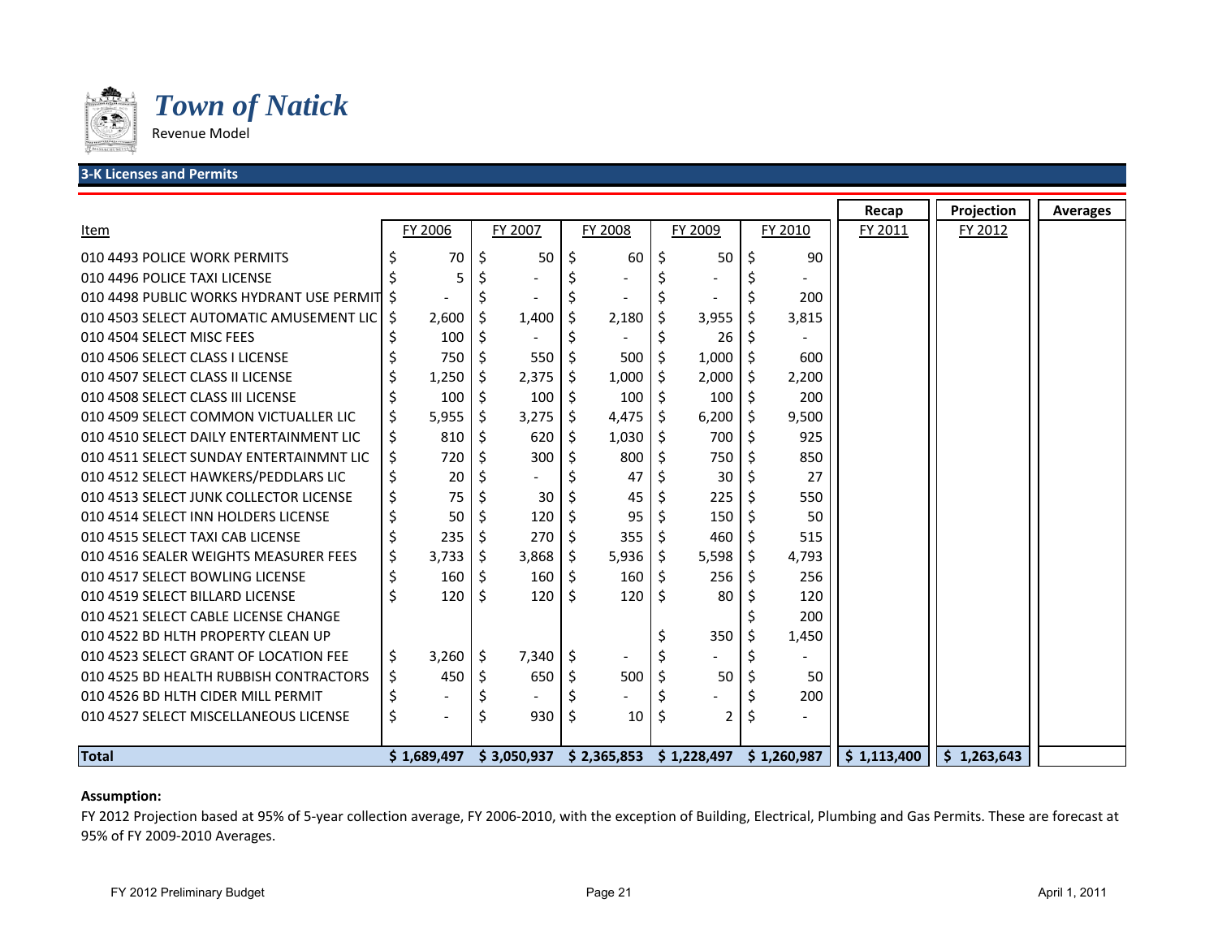# *Town of Natick*

Revenue Model

## 3-K Licenses and Permits

| Item | FY 2006 | FY 2007 | FY 2008 | FY 2009 | FY 2010 | Recap FY 2011 | Projection FY 2012 | Averages |
|---|---|---|---|---|---|---|---|---|
| 010 4493 POLICE WORK PERMITS | $ 70 | $ 50 | $ 60 | $ 50 | $ 90 | | | |
| 010 4496 POLICE TAXI LICENSE | $ 5 | $ - | $ - | $ - | $ - | | | |
| 010 4498 PUBLIC WORKS HYDRANT USE PERMIT | $ - | $ - | $ - | $ - | $ 200 | | | |
| 010 4503 SELECT AUTOMATIC AMUSEMENT LIC | $ 2,600 | $ 1,400 | $ 2,180 | $ 3,955 | $ 3,815 | | | |
| 010 4504 SELECT MISC FEES | $ 100 | $ - | $ - | $ 26 | $ - | | | |
| 010 4506 SELECT CLASS I LICENSE | $ 750 | $ 550 | $ 500 | $ 1,000 | $ 600 | | | |
| 010 4507 SELECT CLASS II LICENSE | $ 1,250 | $ 2,375 | $ 1,000 | $ 2,000 | $ 2,200 | | | |
| 010 4508 SELECT CLASS III LICENSE | $ 100 | $ 100 | $ 100 | $ 100 | $ 200 | | | |
| 010 4509 SELECT COMMON VICTUALLER LIC | $ 5,955 | $ 3,275 | $ 4,475 | $ 6,200 | $ 9,500 | | | |
| 010 4510 SELECT DAILY ENTERTAINMENT LIC | $ 810 | $ 620 | $ 1,030 | $ 700 | $ 925 | | | |
| 010 4511 SELECT SUNDAY ENTERTAINMNT LIC | $ 720 | $ 300 | $ 800 | $ 750 | $ 850 | | | |
| 010 4512 SELECT HAWKERS/PEDDLARS LIC | $ 20 | $ - | $ 47 | $ 30 | $ 27 | | | |
| 010 4513 SELECT JUNK COLLECTOR LICENSE | $ 75 | $ 30 | $ 45 | $ 225 | $ 550 | | | |
| 010 4514 SELECT INN HOLDERS LICENSE | $ 50 | $ 120 | $ 95 | $ 150 | $ 50 | | | |
| 010 4515 SELECT TAXI CAB LICENSE | $ 235 | $ 270 | $ 355 | $ 460 | $ 515 | | | |
| 010 4516 SEALER WEIGHTS MEASURER FEES | $ 3,733 | $ 3,868 | $ 5,936 | $ 5,598 | $ 4,793 | | | |
| 010 4517 SELECT BOWLING LICENSE | $ 160 | $ 160 | $ 160 | $ 256 | $ 256 | | | |
| 010 4519 SELECT BILLARD LICENSE | $ 120 | $ 120 | $ 120 | $ 80 | $ 120 | | | |
| 010 4521 SELECT CABLE LICENSE CHANGE | | | | | $ 200 | | | |
| 010 4522 BD HLTH PROPERTY CLEAN UP | | | | $ 350 | $ 1,450 | | | |
| 010 4523 SELECT GRANT OF LOCATION FEE | $ 3,260 | $ 7,340 | $ - | $ - | $ - | | | |
| 010 4525 BD HEALTH RUBBISH CONTRACTORS | $ 450 | $ 650 | $ 500 | $ 50 | $ 50 | | | |
| 010 4526 BD HLTH CIDER MILL PERMIT | $ - | $ - | $ - | $ - | $ 200 | | | |
| 010 4527 SELECT MISCELLANEOUS LICENSE | $ - | $ 930 | $ 10 | $ 2 | $ - | | | |
| **Total** | **$ 1,689,497** | **$ 3,050,937** | **$ 2,365,853** | **$ 1,228,497** | **$ 1,260,987** | **$ 1,113,400** | **$ 1,263,643** | |

**Assumption:**

FY 2012 Projection based at 95% of 5-year collection average, FY 2006-2010, with the exception of Building, Electrical, Plumbing and Gas Permits. These are forecast at 95% of FY 2009-2010 Averages.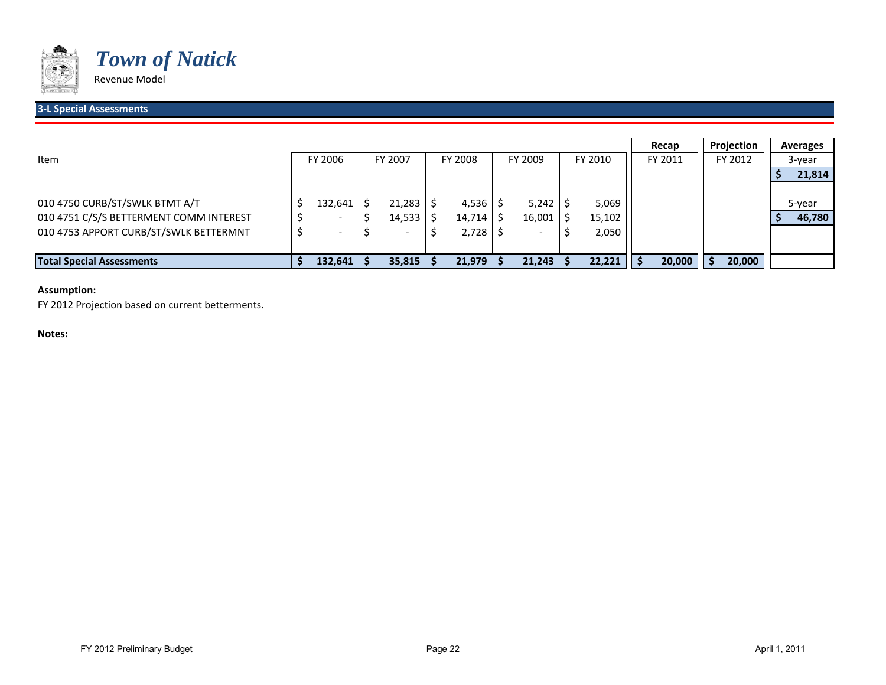# Town of Natick

Revenue Model

## 3-L Special Assessments

| Item | FY 2006 | FY 2007 | FY 2008 | FY 2009 | FY 2010 | Recap FY 2011 | Projection FY 2012 | Averages |
|---|---|---|---|---|---|---|---|---|
| | | | | | | | | 3-year |
| | | | | | | | | $ 21,814 |
| 010 4750 CURB/ST/SWLK BTMT A/T | $ 132,641 | $ 21,283 | $ 4,536 | $ 5,242 | $ 5,069 | | | 5-year |
| 010 4751 C/S/S BETTERMENT COMM INTEREST | $ - | $ 14,533 | $ 14,714 | $ 16,001 | $ 15,102 | | | $ 46,780 |
| 010 4753 APPORT CURB/ST/SWLK BETTERMNT | $ - | $ - | $ 2,728 | $ - | $ 2,050 | | | |
| **Total Special Assessments** | **$ 132,641** | **$ 35,815** | **$ 21,979** | **$ 21,243** | **$ 22,221** | **$ 20,000** | **$ 20,000** | |

**Assumption:**

FY 2012 Projection based on current betterments.

**Notes:**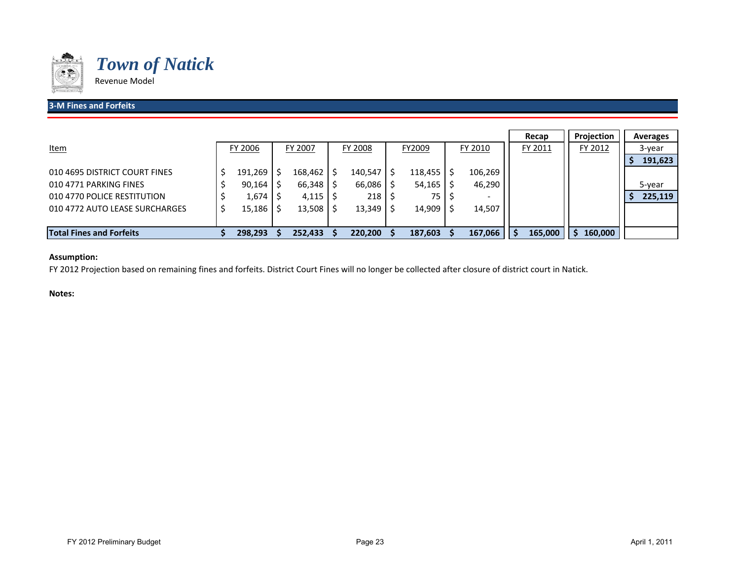# *Town of Natick*

Revenue Model

## 3-M Fines and Forfeits

| Item | FY 2006 | FY 2007 | FY 2008 | FY2009 | FY 2010 | Recap FY 2011 | Projection FY 2012 | Averages |
|---|---|---|---|---|---|---|---|---|
| | | | | | | | | 3-year |
| | | | | | | | | $ 191,623 |
| 010 4695 DISTRICT COURT FINES | $ 191,269 | $ 168,462 | $ 140,547 | $ 118,455 | $ 106,269 | | | |
| 010 4771 PARKING FINES | $ 90,164 | $ 66,348 | $ 66,086 | $ 54,165 | $ 46,290 | | | 5-year |
| 010 4770 POLICE RESTITUTION | $ 1,674 | $ 4,115 | $ 218 | $ 75 | $ - | | | $ 225,119 |
| 010 4772 AUTO LEASE SURCHARGES | $ 15,186 | $ 13,508 | $ 13,349 | $ 14,909 | $ 14,507 | | | |
| **Total Fines and Forfeits** | **$ 298,293** | **$ 252,433** | **$ 220,200** | **$ 187,603** | **$ 167,066** | **$ 165,000** | **$ 160,000** | |

**Assumption:**

FY 2012 Projection based on remaining fines and forfeits. District Court Fines will no longer be collected after closure of district court in Natick.

**Notes:**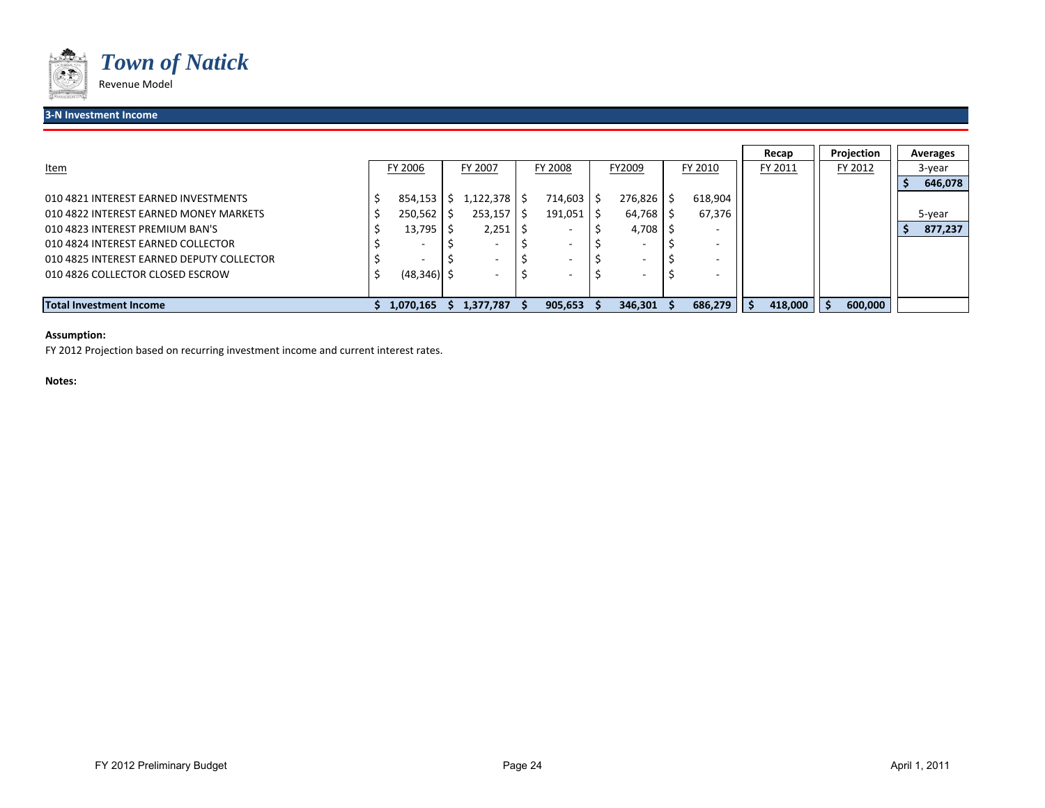# *Town of Natick*

Revenue Model

## 3-N Investment Income

| Item | FY 2006 | FY 2007 | FY 2008 | FY2009 | FY 2010 | Recap FY 2011 | Projection FY 2012 | Averages |
|---|---|---|---|---|---|---|---|---|
| | | | | | | | | 3-year |
| | | | | | | | | **$ 646,078** |
| 010 4821 INTEREST EARNED INVESTMENTS | $ 854,153 | $ 1,122,378 | $ 714,603 | $ 276,826 | $ 618,904 | | | |
| 010 4822 INTEREST EARNED MONEY MARKETS | $ 250,562 | $ 253,157 | $ 191,051 | $ 64,768 | $ 67,376 | | | 5-year |
| 010 4823 INTEREST PREMIUM BAN'S | $ 13,795 | $ 2,251 | $ - | $ 4,708 | $ - | | | **$ 877,237** |
| 010 4824 INTEREST EARNED COLLECTOR | $ - | $ - | $ - | $ - | $ - | | | |
| 010 4825 INTEREST EARNED DEPUTY COLLECTOR | $ - | $ - | $ - | $ - | $ - | | | |
| 010 4826 COLLECTOR CLOSED ESCROW | $ (48,346) | $ - | $ - | $ - | $ - | | | |
| **Total Investment Income** | **$ 1,070,165** | **$ 1,377,787** | **$ 905,653** | **$ 346,301** | **$ 686,279** | **$ 418,000** | **$ 600,000** | |

**Assumption:**

FY 2012 Projection based on recurring investment income and current interest rates.

**Notes:**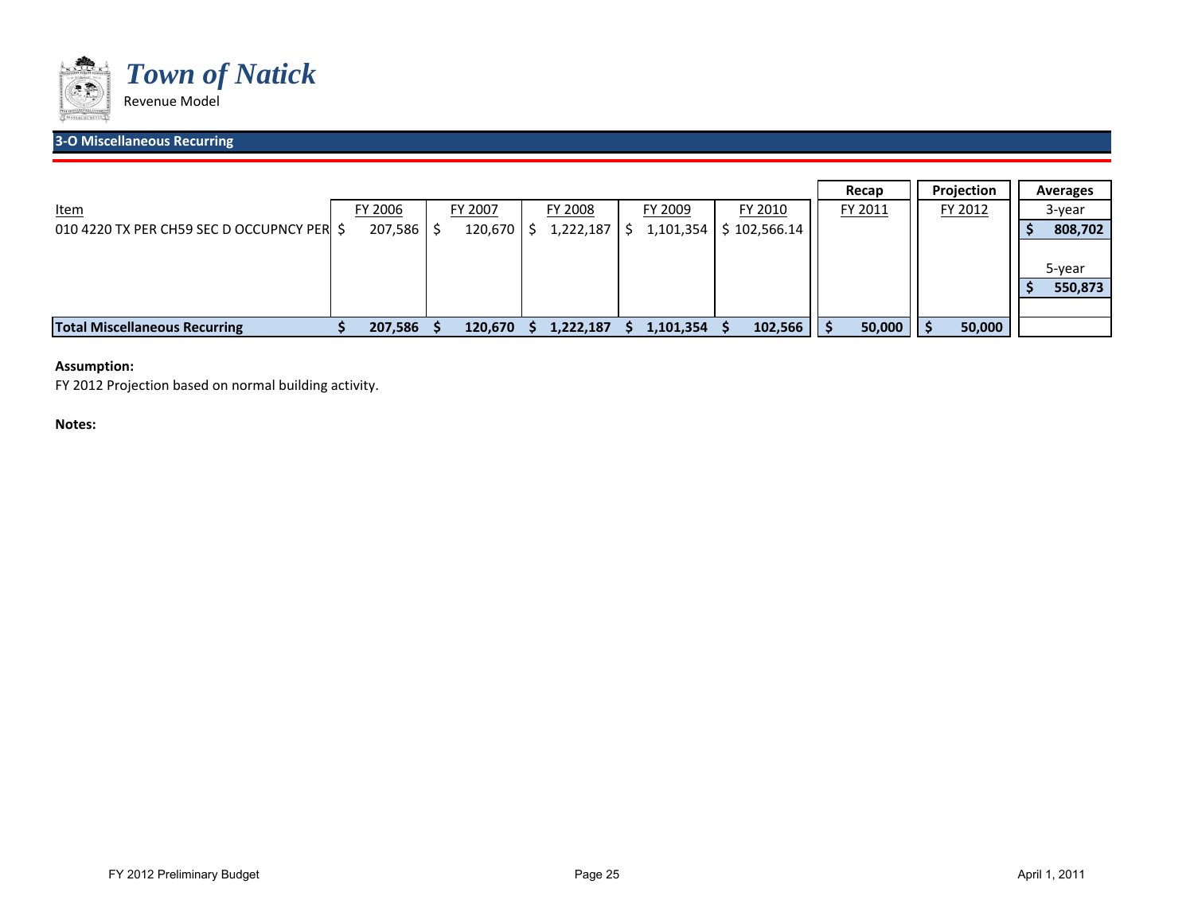# Town of Natick

Revenue Model

## 3-O Miscellaneous Recurring

| | | | | | | Recap | Projection | Averages |
|---|---|---|---|---|---|---|---|---|
| Item | FY 2006 | FY 2007 | FY 2008 | FY 2009 | FY 2010 | FY 2011 | FY 2012 | 3-year |
| 010 4220 TX PER CH59 SEC D OCCUPNCY PER | $ 207,586 | $ 120,670 | $ 1,222,187 | $ 1,101,354 | $ 102,566.14 | | | $ 808,702 |
| | | | | | | | | 5-year |
| | | | | | | | | $ 550,873 |
| **Total Miscellaneous Recurring** | **$ 207,586** | **$ 120,670** | **$ 1,222,187** | **$ 1,101,354** | **$ 102,566** | **$ 50,000** | **$ 50,000** | |

**Assumption:**

FY 2012 Projection based on normal building activity.

**Notes:**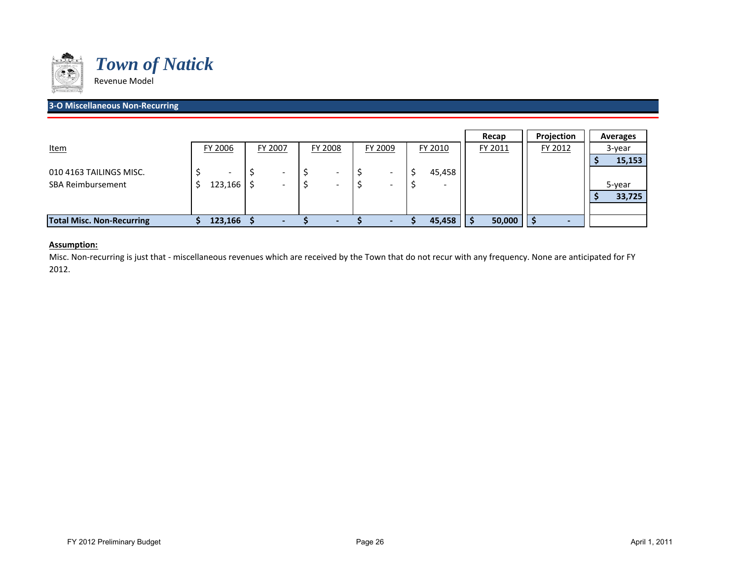# *Town of Natick*

Revenue Model

## 3-O Miscellaneous Non-Recurring

| Item | FY 2006 | FY 2007 | FY 2008 | FY 2009 | FY 2010 | Recap FY 2011 | Projection FY 2012 | Averages |
|---|---|---|---|---|---|---|---|---|
| | | | | | | | | 3-year |
| | | | | | | | | $ 15,153 |
| 010 4163 TAILINGS MISC. | $ - | $ - | $ - | $ - | $ 45,458 | | | |
| SBA Reimbursement | $ 123,166 | $ - | $ - | $ - | $ - | | | 5-year |
| | | | | | | | | $ 33,725 |
| **Total Misc. Non-Recurring** | **$ 123,166** | **$ -** | **$ -** | **$ -** | **$ 45,458** | **$ 50,000** | **$ -** | |

**Assumption:**

Misc. Non-recurring is just that - miscellaneous revenues which are received by the Town that do not recur with any frequency. None are anticipated for FY 2012.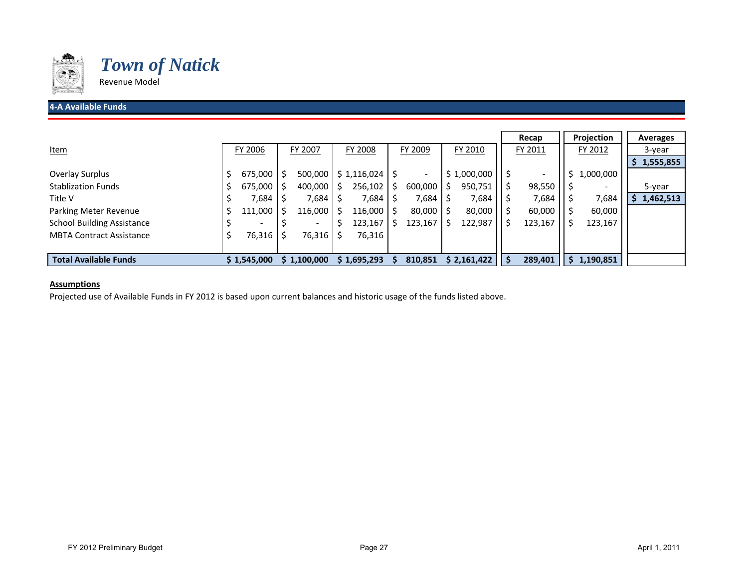# *Town of Natick*

Revenue Model

## 4-A Available Funds

| Item | FY 2006 | FY 2007 | FY 2008 | FY 2009 | FY 2010 | Recap FY 2011 | Projection FY 2012 | Averages |
|---|---|---|---|---|---|---|---|---|
| | | | | | | | | 3-year |
| | | | | | | | | **$ 1,555,855** |
| Overlay Surplus | $ 675,000 | $ 500,000 | $ 1,116,024 | $ - | $ 1,000,000 | $ - | $ 1,000,000 | |
| Stablization Funds | $ 675,000 | $ 400,000 | $ 256,102 | $ 600,000 | $ 950,751 | $ 98,550 | $ - | 5-year |
| Title V | $ 7,684 | $ 7,684 | $ 7,684 | $ 7,684 | $ 7,684 | $ 7,684 | $ 7,684 | **$ 1,462,513** |
| Parking Meter Revenue | $ 111,000 | $ 116,000 | $ 116,000 | $ 80,000 | $ 80,000 | $ 60,000 | $ 60,000 | |
| School Building Assistance | $ - | $ - | $ 123,167 | $ 123,167 | $ 122,987 | $ 123,167 | $ 123,167 | |
| MBTA Contract Assistance | $ 76,316 | $ 76,316 | $ 76,316 | | | | | |
| **Total Available Funds** | **$ 1,545,000** | **$ 1,100,000** | **$ 1,695,293** | **$ 810,851** | **$ 2,161,422** | **$ 289,401** | **$ 1,190,851** | |

**Assumptions**

Projected use of Available Funds in FY 2012 is based upon current balances and historic usage of the funds listed above.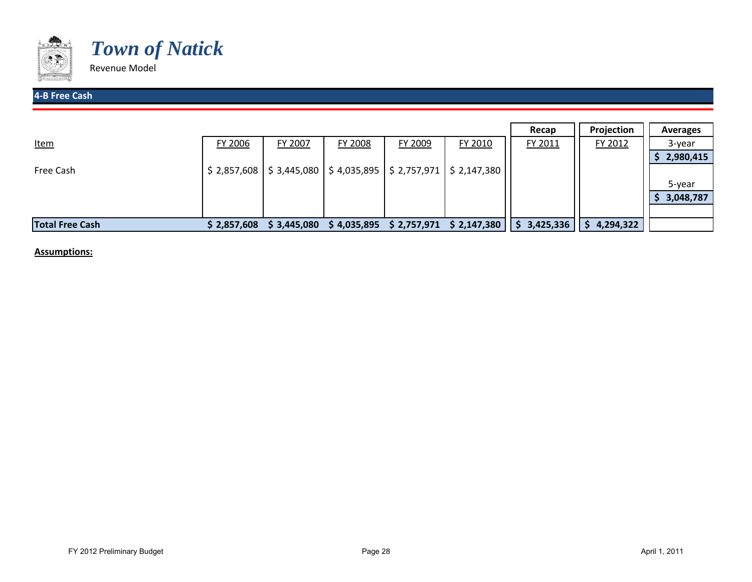# *Town of Natick*

Revenue Model

## 4-B Free Cash

| Item | FY 2006 | FY 2007 | FY 2008 | FY 2009 | FY 2010 | Recap FY 2011 | Projection FY 2012 | Averages |
|---|---|---|---|---|---|---|---|---|
| | | | | | | | | 3-year |
| | | | | | | | | **$ 2,980,415** |
| Free Cash | $ 2,857,608 | $ 3,445,080 | $ 4,035,895 | $ 2,757,971 | $ 2,147,380 | | | |
| | | | | | | | | 5-year |
| | | | | | | | | **$ 3,048,787** |
| **Total Free Cash** | **$ 2,857,608** | **$ 3,445,080** | **$ 4,035,895** | **$ 2,757,971** | **$ 2,147,380** | **$ 3,425,336** | **$ 4,294,322** | |

**Assumptions:**

FY 2012 Preliminary Budget

April 1, 2011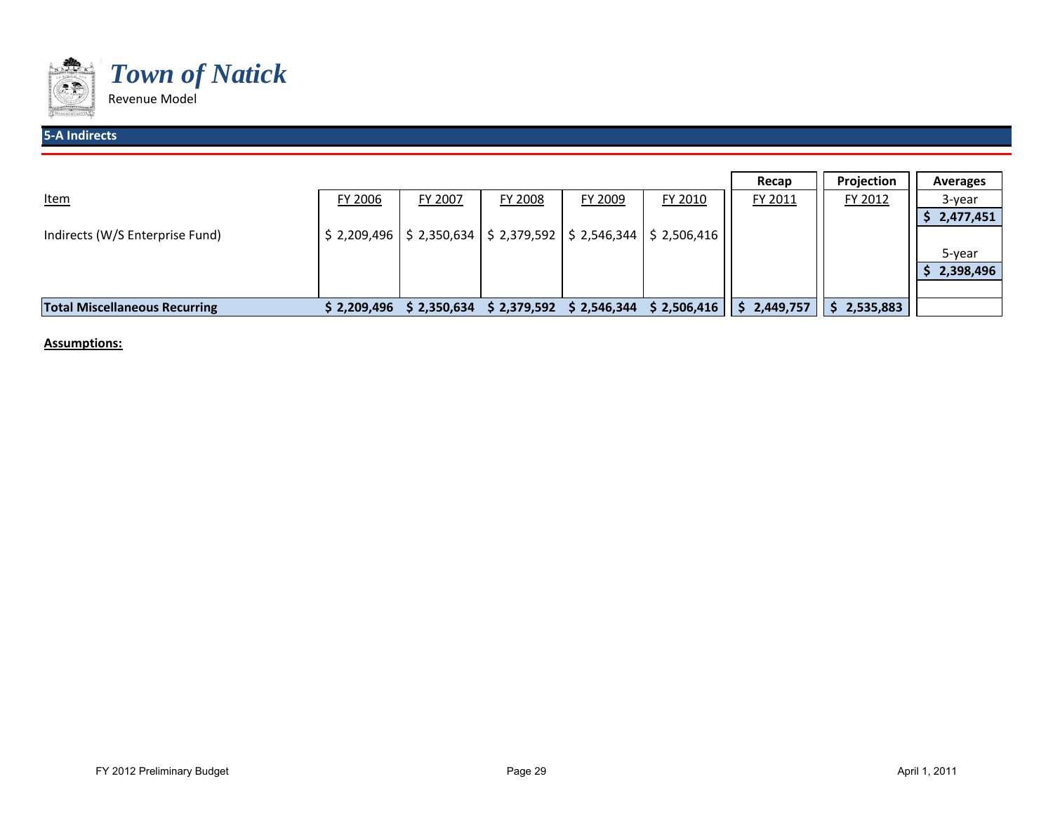# *Town of Natick*

Revenue Model

## 5-A Indirects

| Item | FY 2006 | FY 2007 | FY 2008 | FY 2009 | FY 2010 | Recap FY 2011 | Projection FY 2012 | Averages |
|---|---|---|---|---|---|---|---|---|
| | | | | | | | | 3-year |
| | | | | | | | | $ 2,477,451 |
| Indirects (W/S Enterprise Fund) | $ 2,209,496 | $ 2,350,634 | $ 2,379,592 | $ 2,546,344 | $ 2,506,416 | | | |
| | | | | | | | | 5-year |
| | | | | | | | | $ 2,398,496 |
| **Total Miscellaneous Recurring** | **$ 2,209,496** | **$ 2,350,634** | **$ 2,379,592** | **$ 2,546,344** | **$ 2,506,416** | **$ 2,449,757** | **$ 2,535,883** | |

**Assumptions:**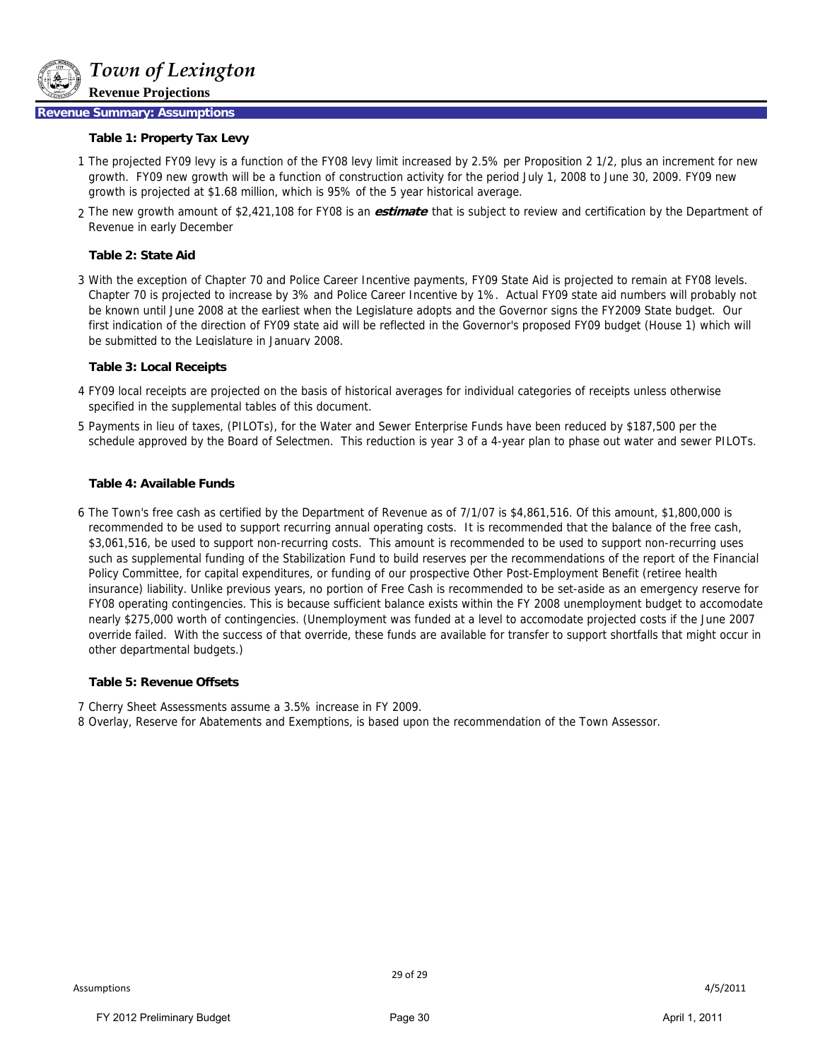# Town of Lexington

**Revenue Projections**

**Revenue Summary: Assumptions**

### Table 1: Property Tax Levy

1 The projected FY09 levy is a function of the FY08 levy limit increased by 2.5% per Proposition 2 1/2, plus an increment for new growth. FY09 new growth will be a function of construction activity for the period July 1, 2008 to June 30, 2009. FY09 new growth is projected at $1.68 million, which is 95% of the 5 year historical average.

2 The new growth amount of $2,421,108 for FY08 is an ***estimate*** that is subject to review and certification by the Department of Revenue in early December

### Table 2: State Aid

3 With the exception of Chapter 70 and Police Career Incentive payments, FY09 State Aid is projected to remain at FY08 levels. Chapter 70 is projected to increase by 3% and Police Career Incentive by 1%. Actual FY09 state aid numbers will probably not be known until June 2008 at the earliest when the Legislature adopts and the Governor signs the FY2009 State budget. Our first indication of the direction of FY09 state aid will be reflected in the Governor's proposed FY09 budget (House 1) which will be submitted to the Legislature in January 2008.

### Table 3: Local Receipts

4 FY09 local receipts are projected on the basis of historical averages for individual categories of receipts unless otherwise specified in the supplemental tables of this document.

5 Payments in lieu of taxes, (PILOTs), for the Water and Sewer Enterprise Funds have been reduced by $187,500 per the schedule approved by the Board of Selectmen. This reduction is year 3 of a 4-year plan to phase out water and sewer PILOTs.

### Table 4: Available Funds

6 The Town's free cash as certified by the Department of Revenue as of 7/1/07 is $4,861,516. Of this amount, $1,800,000 is recommended to be used to support recurring annual operating costs. It is recommended that the balance of the free cash, $3,061,516, be used to support non-recurring costs. This amount is recommended to be used to support non-recurring uses such as supplemental funding of the Stabilization Fund to build reserves per the recommendations of the report of the Financial Policy Committee, for capital expenditures, or funding of our prospective Other Post-Employment Benefit (retiree health insurance) liability. Unlike previous years, no portion of Free Cash is recommended to be set-aside as an emergency reserve for FY08 operating contingencies. This is because sufficient balance exists within the FY 2008 unemployment budget to accomodate nearly $275,000 worth of contingencies. (Unemployment was funded at a level to accomodate projected costs if the June 2007 override failed. With the success of that override, these funds are available for transfer to support shortfalls that might occur in other departmental budgets.)

### Table 5: Revenue Offsets

7 Cherry Sheet Assessments assume a 3.5% increase in FY 2009.

8 Overlay, Reserve for Abatements and Exemptions, is based upon the recommendation of the Town Assessor.